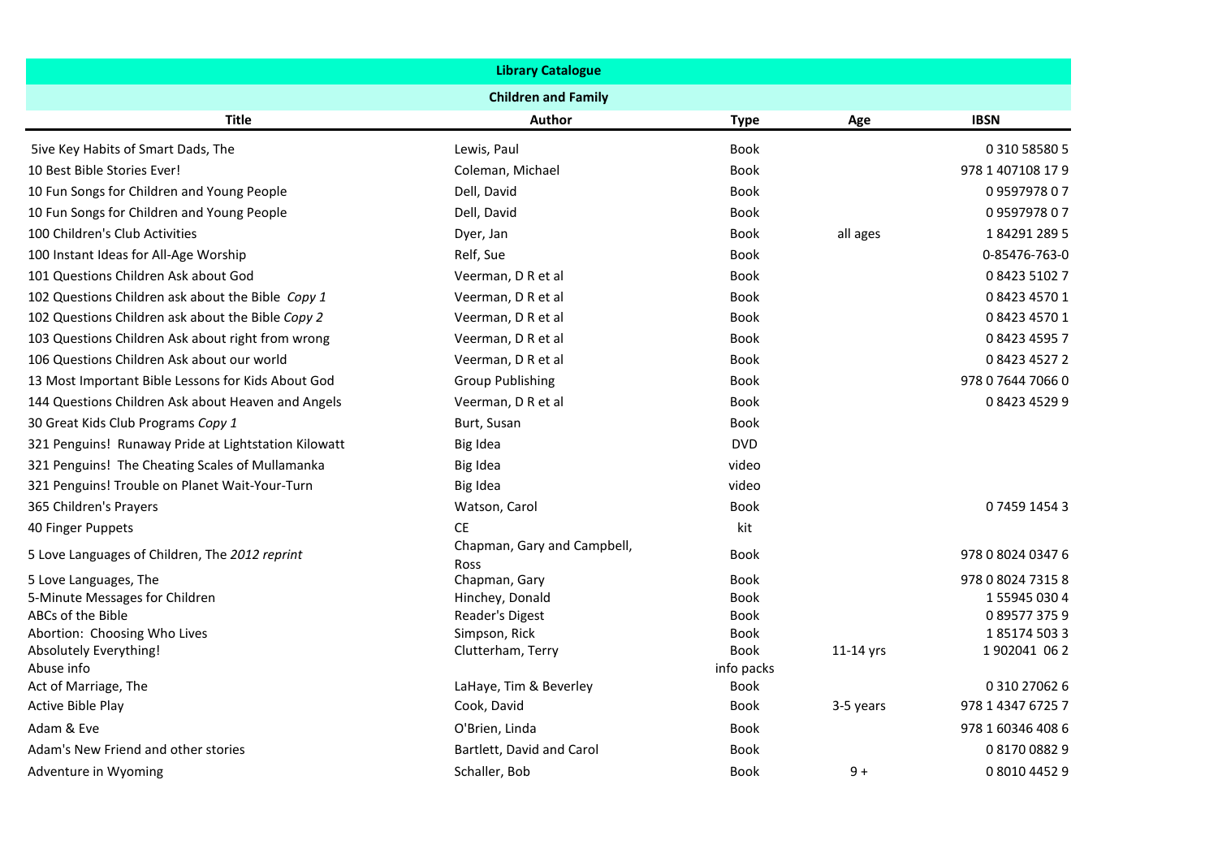# Library Catalogue

## Children and Family

| Title | Author | Type | Age | IBSN |
|---|---|---|---|---|
| 5ive Key Habits of Smart Dads, The | Lewis, Paul | Book | | 0 310 58580 5 |
| 10 Best Bible Stories Ever! | Coleman, Michael | Book | | 978 1 407108 17 9 |
| 10 Fun Songs for Children and Young People | Dell, David | Book | | 0 9597978 0 7 |
| 10 Fun Songs for Children and Young People | Dell, David | Book | | 0 9597978 0 7 |
| 100 Children's Club Activities | Dyer, Jan | Book | all ages | 1 84291 289 5 |
| 100 Instant Ideas for All-Age Worship | Relf, Sue | Book | | 0-85476-763-0 |
| 101 Questions Children Ask about God | Veerman, D R et al | Book | | 0 8423 5102 7 |
| 102 Questions Children ask about the Bible *Copy 1* | Veerman, D R et al | Book | | 0 8423 4570 1 |
| 102 Questions Children ask about the Bible *Copy 2* | Veerman, D R et al | Book | | 0 8423 4570 1 |
| 103 Questions Children Ask about right from wrong | Veerman, D R et al | Book | | 0 8423 4595 7 |
| 106 Questions Children Ask about our world | Veerman, D R et al | Book | | 0 8423 4527 2 |
| 13 Most Important Bible Lessons for Kids About God | Group Publishing | Book | | 978 0 7644 7066 0 |
| 144 Questions Children Ask about Heaven and Angels | Veerman, D R et al | Book | | 0 8423 4529 9 |
| 30 Great Kids Club Programs *Copy 1* | Burt, Susan | Book | | |
| 321 Penguins! Runaway Pride at Lightstation Kilowatt | Big Idea | DVD | | |
| 321 Penguins! The Cheating Scales of Mullamanka | Big Idea | video | | |
| 321 Penguins! Trouble on Planet Wait-Your-Turn | Big Idea | video | | |
| 365 Children's Prayers | Watson, Carol | Book | | 0 7459 1454 3 |
| 40 Finger Puppets | CE | kit | | |
| 5 Love Languages of Children, The *2012 reprint* | Chapman, Gary and Campbell, Ross | Book | | 978 0 8024 0347 6 |
| 5 Love Languages, The | Chapman, Gary | Book | | 978 0 8024 7315 8 |
| 5-Minute Messages for Children | Hinchey, Donald | Book | | 1 55945 030 4 |
| ABCs of the Bible | Reader's Digest | Book | | 0 89577 375 9 |
| Abortion: Choosing Who Lives | Simpson, Rick | Book | | 1 85174 503 3 |
| Absolutely Everything! | Clutterham, Terry | Book | 11-14 yrs | 1 902041 06 2 |
| Abuse info | | info packs | | |
| Act of Marriage, The | LaHaye, Tim & Beverley | Book | | 0 310 27062 6 |
| Active Bible Play | Cook, David | Book | 3-5 years | 978 1 4347 6725 7 |
| Adam & Eve | O'Brien, Linda | Book | | 978 1 60346 408 6 |
| Adam's New Friend and other stories | Bartlett, David and Carol | Book | | 0 8170 0882 9 |
| Adventure in Wyoming | Schaller, Bob | Book | 9 + | 0 8010 4452 9 |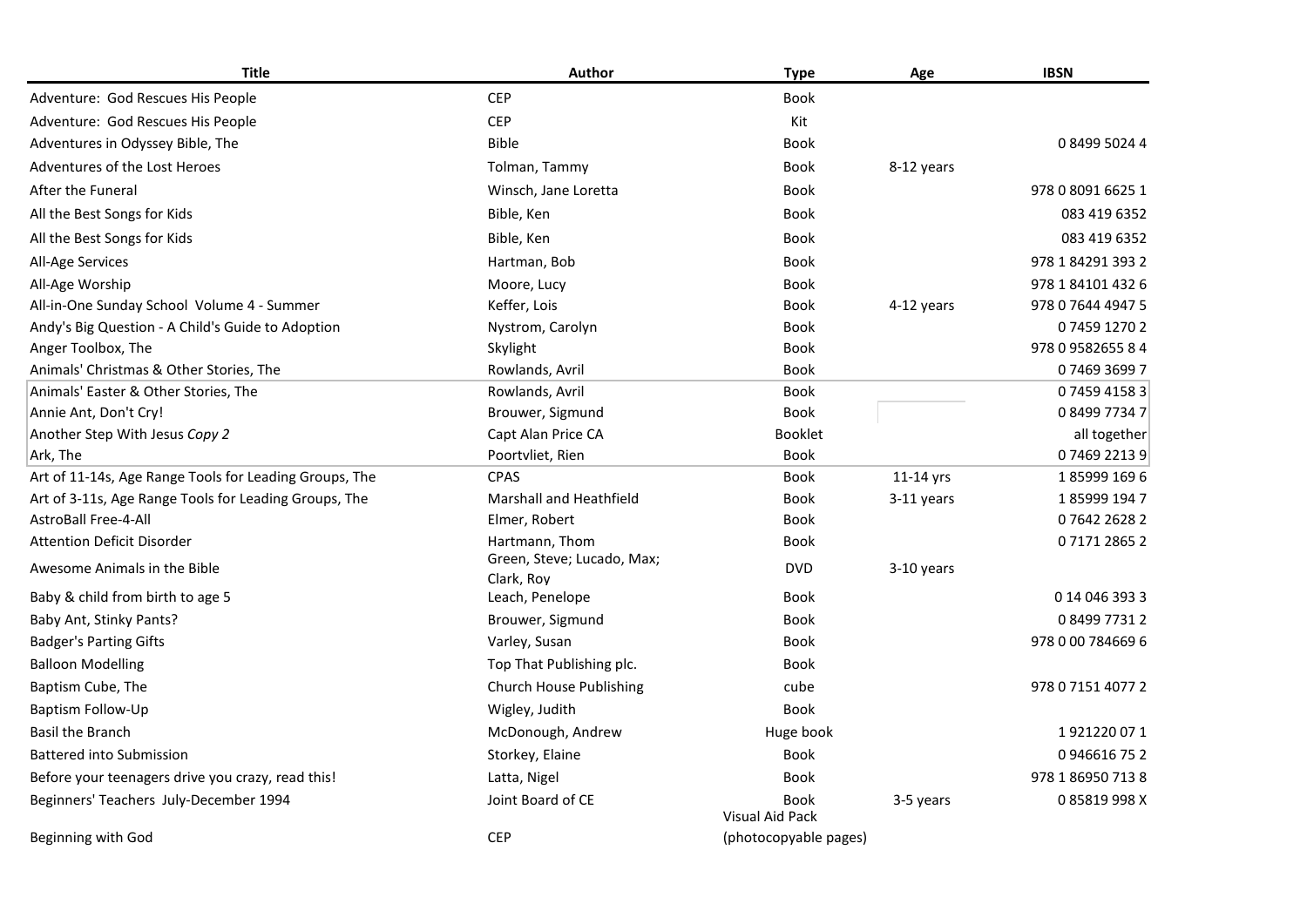| Title | Author | Type | Age | IBSN |
| --- | --- | --- | --- | --- |
| Adventure:  God Rescues His People | CEP | Book | | |
| Adventure:  God Rescues His People | CEP | Kit | | |
| Adventures in Odyssey Bible, The | Bible | Book | | 0 8499 5024 4 |
| Adventures of the Lost Heroes | Tolman, Tammy | Book | 8-12 years | |
| After the Funeral | Winsch, Jane Loretta | Book | | 978 0 8091 6625 1 |
| All the Best Songs for Kids | Bible, Ken | Book | | 083 419 6352 |
| All the Best Songs for Kids | Bible, Ken | Book | | 083 419 6352 |
| All-Age Services | Hartman, Bob | Book | | 978 1 84291 393 2 |
| All-Age Worship | Moore, Lucy | Book | | 978 1 84101 432 6 |
| All-in-One Sunday School  Volume 4 - Summer | Keffer, Lois | Book | 4-12 years | 978 0 7644 4947 5 |
| Andy's Big Question - A Child's Guide to Adoption | Nystrom, Carolyn | Book | | 0 7459 1270 2 |
| Anger Toolbox, The | Skylight | Book | | 978 0 9582655 8 4 |
| Animals' Christmas & Other Stories, The | Rowlands, Avril | Book | | 0 7469 3699 7 |
| Animals' Easter & Other Stories, The | Rowlands, Avril | Book | | 0 7459 4158 3 |
| Annie Ant, Don't Cry! | Brouwer, Sigmund | Book | | 0 8499 7734 7 |
| Another Step With Jesus *Copy 2* | Capt Alan Price CA | Booklet | | all together |
| Ark, The | Poortvliet, Rien | Book | | 0 7469 2213 9 |
| Art of 11-14s, Age Range Tools for Leading Groups, The | CPAS | Book | 11-14 yrs | 1 85999 169 6 |
| Art of 3-11s, Age Range Tools for Leading Groups, The | Marshall and Heathfield | Book | 3-11 years | 1 85999 194 7 |
| AstroBall Free-4-All | Elmer, Robert | Book | | 0 7642 2628 2 |
| Attention Deficit Disorder | Hartmann, Thom | Book | | 0 7171 2865 2 |
| Awesome Animals in the Bible | Green, Steve; Lucado, Max; Clark, Roy | DVD | 3-10 years | |
| Baby & child from birth to age 5 | Leach, Penelope | Book | | 0 14 046 393 3 |
| Baby Ant, Stinky Pants? | Brouwer, Sigmund | Book | | 0 8499 7731 2 |
| Badger's Parting Gifts | Varley, Susan | Book | | 978 0 00 784669 6 |
| Balloon Modelling | Top That Publishing plc. | Book | | |
| Baptism Cube, The | Church House Publishing | cube | | 978 0 7151 4077 2 |
| Baptism Follow-Up | Wigley, Judith | Book | | |
| Basil the Branch | McDonough, Andrew | Huge book | | 1 921220 07 1 |
| Battered into Submission | Storkey, Elaine | Book | | 0 946616 75 2 |
| Before your teenagers drive you crazy, read this! | Latta, Nigel | Book | | 978 1 86950 713 8 |
| Beginners' Teachers  July-December 1994 | Joint Board of CE | Book | 3-5 years | 0 85819 998 X |
| Beginning with God | CEP | Visual Aid Pack (photocopyable pages) | | |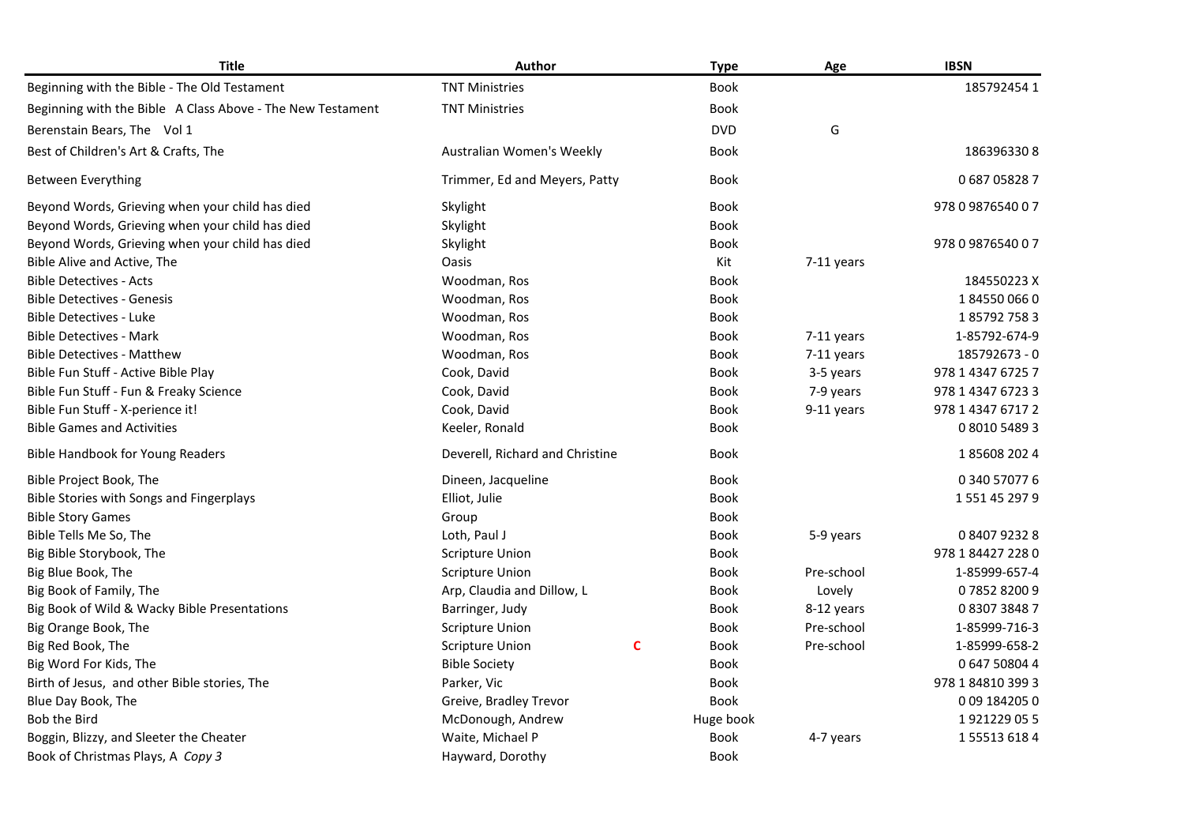| Title | Author | | Type | Age | IBSN |
|---|---|---|---|---|---|
| Beginning with the Bible - The Old Testament | TNT Ministries | | Book | | 185792454 1 |
| Beginning with the Bible  A Class Above - The New Testament | TNT Ministries | | Book | | |
| Berenstain Bears, The   Vol 1 | | | DVD | G | |
| Best of Children's Art & Crafts, The | Australian Women's Weekly | | Book | | 186396330 8 |
| Between Everything | Trimmer, Ed and Meyers, Patty | | Book | | 0 687 05828 7 |
| Beyond Words, Grieving when your child has died | Skylight | | Book | | 978 0 9876540 0 7 |
| Beyond Words, Grieving when your child has died | Skylight | | Book | | |
| Beyond Words, Grieving when your child has died | Skylight | | Book | | 978 0 9876540 0 7 |
| Bible Alive and Active, The | Oasis | | Kit | 7-11 years | |
| Bible Detectives - Acts | Woodman, Ros | | Book | | 184550223 X |
| Bible Detectives - Genesis | Woodman, Ros | | Book | | 1 84550 066 0 |
| Bible Detectives - Luke | Woodman, Ros | | Book | | 1 85792 758 3 |
| Bible Detectives - Mark | Woodman, Ros | | Book | 7-11 years | 1-85792-674-9 |
| Bible Detectives - Matthew | Woodman, Ros | | Book | 7-11 years | 185792673 - 0 |
| Bible Fun Stuff - Active Bible Play | Cook, David | | Book | 3-5 years | 978 1 4347 6725 7 |
| Bible Fun Stuff - Fun & Freaky Science | Cook, David | | Book | 7-9 years | 978 1 4347 6723 3 |
| Bible Fun Stuff - X-perience it! | Cook, David | | Book | 9-11 years | 978 1 4347 6717 2 |
| Bible Games and Activities | Keeler, Ronald | | Book | | 0 8010 5489 3 |
| Bible Handbook for Young Readers | Deverell, Richard and Christine | | Book | | 1 85608 202 4 |
| Bible Project Book, The | Dineen, Jacqueline | | Book | | 0 340 57077 6 |
| Bible Stories with Songs and Fingerplays | Elliot, Julie | | Book | | 1 551 45 297 9 |
| Bible Story Games | Group | | Book | | |
| Bible Tells Me So, The | Loth, Paul J | | Book | 5-9 years | 0 8407 9232 8 |
| Big Bible Storybook, The | Scripture Union | | Book | | 978 1 84427 228 0 |
| Big Blue Book, The | Scripture Union | | Book | Pre-school | 1-85999-657-4 |
| Big Book of Family, The | Arp, Claudia and Dillow, L | | Book | Lovely | 0 7852 8200 9 |
| Big Book of Wild & Wacky Bible Presentations | Barringer, Judy | | Book | 8-12 years | 0 8307 3848 7 |
| Big Orange Book, The | Scripture Union | | Book | Pre-school | 1-85999-716-3 |
| Big Red Book, The | Scripture Union | C | Book | Pre-school | 1-85999-658-2 |
| Big Word For Kids, The | Bible Society | | Book | | 0 647 50804 4 |
| Birth of Jesus,  and other Bible stories, The | Parker, Vic | | Book | | 978 1 84810 399 3 |
| Blue Day Book, The | Greive, Bradley Trevor | | Book | | 0 09 184205 0 |
| Bob the Bird | McDonough, Andrew | | Huge book | | 1 921229 05 5 |
| Boggin, Blizzy, and Sleeter the Cheater | Waite, Michael P | | Book | 4-7 years | 1 55513 618 4 |
| Book of Christmas Plays, A  *Copy 3* | Hayward, Dorothy | | Book | | |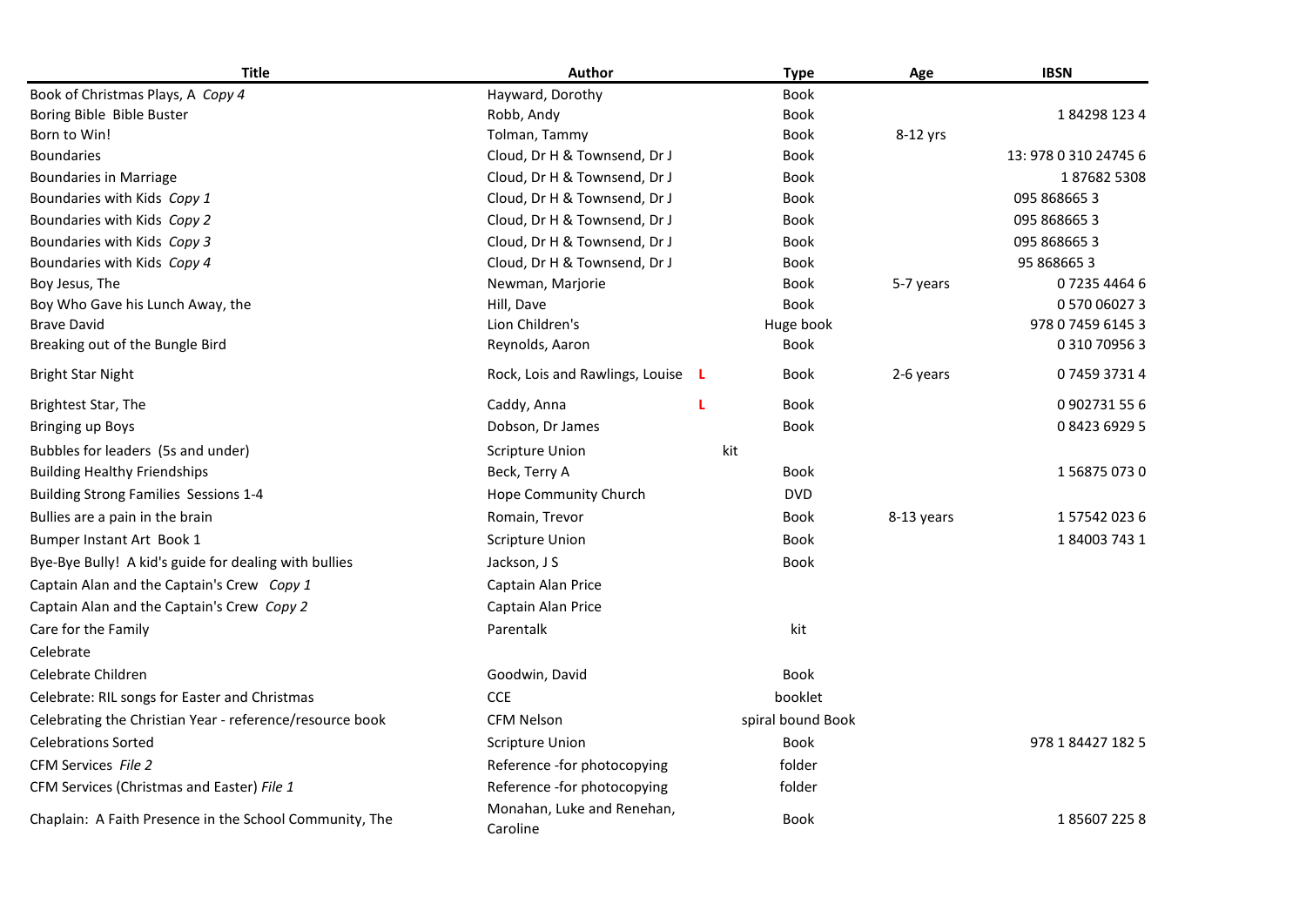| Title | Author | | Type | Age | IBSN |
|---|---|---|---|---|---|
| Book of Christmas Plays, A *Copy 4* | Hayward, Dorothy | | Book | | |
| Boring Bible Bible Buster | Robb, Andy | | Book | | 1 84298 123 4 |
| Born to Win! | Tolman, Tammy | | Book | 8-12 yrs | |
| Boundaries | Cloud, Dr H & Townsend, Dr J | | Book | | 13: 978 0 310 24745 6 |
| Boundaries in Marriage | Cloud, Dr H & Townsend, Dr J | | Book | | 1 87682 5308 |
| Boundaries with Kids *Copy 1* | Cloud, Dr H & Townsend, Dr J | | Book | | 095 868665 3 |
| Boundaries with Kids *Copy 2* | Cloud, Dr H & Townsend, Dr J | | Book | | 095 868665 3 |
| Boundaries with Kids *Copy 3* | Cloud, Dr H & Townsend, Dr J | | Book | | 095 868665 3 |
| Boundaries with Kids *Copy 4* | Cloud, Dr H & Townsend, Dr J | | Book | | 95 868665 3 |
| Boy Jesus, The | Newman, Marjorie | | Book | 5-7 years | 0 7235 4464 6 |
| Boy Who Gave his Lunch Away, the | Hill, Dave | | Book | | 0 570 06027 3 |
| Brave David | Lion Children's | | Huge book | | 978 0 7459 6145 3 |
| Breaking out of the Bungle Bird | Reynolds, Aaron | | Book | | 0 310 70956 3 |
| Bright Star Night | Rock, Lois and Rawlings, Louise | L | Book | 2-6 years | 0 7459 3731 4 |
| Brightest Star, The | Caddy, Anna | L | Book | | 0 902731 55 6 |
| Bringing up Boys | Dobson, Dr James | | Book | | 0 8423 6929 5 |
| Bubbles for leaders (5s and under) | Scripture Union | | kit | | |
| Building Healthy Friendships | Beck, Terry A | | Book | | 1 56875 073 0 |
| Building Strong Families Sessions 1-4 | Hope Community Church | | DVD | | |
| Bullies are a pain in the brain | Romain, Trevor | | Book | 8-13 years | 1 57542 023 6 |
| Bumper Instant Art Book 1 | Scripture Union | | Book | | 1 84003 743 1 |
| Bye-Bye Bully! A kid's guide for dealing with bullies | Jackson, J S | | Book | | |
| Captain Alan and the Captain's Crew *Copy 1* | Captain Alan Price | | | | |
| Captain Alan and the Captain's Crew *Copy 2* | Captain Alan Price | | | | |
| Care for the Family | Parentalk | | kit | | |
| Celebrate | | | | | |
| Celebrate Children | Goodwin, David | | Book | | |
| Celebrate: RIL songs for Easter and Christmas | CCE | | booklet | | |
| Celebrating the Christian Year - reference/resource book | CFM Nelson | | spiral bound Book | | |
| Celebrations Sorted | Scripture Union | | Book | | 978 1 84427 182 5 |
| CFM Services *File 2* | Reference -for photocopying | | folder | | |
| CFM Services (Christmas and Easter) *File 1* | Reference -for photocopying | | folder | | |
| Chaplain: A Faith Presence in the School Community, The | Monahan, Luke and Renehan, Caroline | | Book | | 1 85607 225 8 |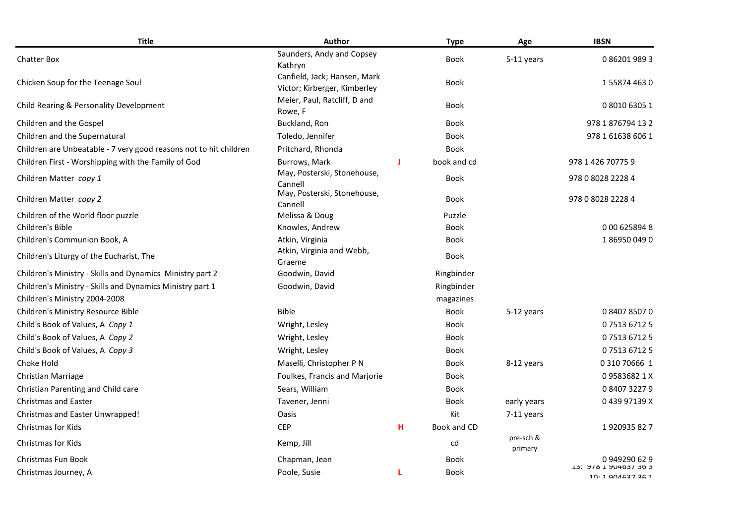| Title | Author | | Type | Age | IBSN |
|---|---|---|---|---|---|
| Chatter Box | Saunders, Andy and Copsey Kathryn | | Book | 5-11 years | 0 86201 989 3 |
| Chicken Soup for the Teenage Soul | Canfield, Jack; Hansen, Mark Victor; Kirberger, Kimberley | | Book | | 1 55874 463 0 |
| Child Rearing & Personality Development | Meier, Paul, Ratcliff, D and Rowe, F | | Book | | 0 8010 6305 1 |
| Children and the Gospel | Buckland, Ron | | Book | | 978 1 876794 13 2 |
| Children and the Supernatural | Toledo, Jennifer | | Book | | 978 1 61638 606 1 |
| Children are Unbeatable - 7 very good reasons not to hit children | Pritchard, Rhonda | | Book | | |
| Children First - Worshipping with the Family of God | Burrows, Mark | J | book and cd | | 978 1 426 70775 9 |
| Children Matter *copy 1* | May, Posterski, Stonehouse, Cannell | | Book | | 978 0 8028 2228 4 |
| Children Matter *copy 2* | May, Posterski, Stonehouse, Cannell | | Book | | 978 0 8028 2228 4 |
| Children of the World floor puzzle | Melissa & Doug | | Puzzle | | |
| Children's Bible | Knowles, Andrew | | Book | | 0 00 625894 8 |
| Children's Communion Book, A | Atkin, Virginia | | Book | | 1 86950 049 0 |
| Children's Liturgy of the Eucharist, The | Atkin, Virginia and Webb, Graeme | | Book | | |
| Children's Ministry - Skills and Dynamics Ministry part 2 | Goodwin, David | | Ringbinder | | |
| Children's Ministry - Skills and Dynamics Ministry part 1 | Goodwin, David | | Ringbinder | | |
| Children's Ministry 2004-2008 | | | magazines | | |
| Children's Ministry Resource Bible | Bible | | Book | 5-12 years | 0 8407 8507 0 |
| Child's Book of Values, A *Copy 1* | Wright, Lesley | | Book | | 0 7513 6712 5 |
| Child's Book of Values, A *Copy 2* | Wright, Lesley | | Book | | 0 7513 6712 5 |
| Child's Book of Values, A *Copy 3* | Wright, Lesley | | Book | | 0 7513 6712 5 |
| Choke Hold | Maselli, Christopher P N | | Book | 8-12 years | 0 310 70666 1 |
| Christian Marriage | Foulkes, Francis and Marjorie | | Book | | 0 9583682 1 X |
| Christian Parenting and Child care | Sears, William | | Book | | 0 8407 3227 9 |
| Christmas and Easter | Tavener, Jenni | | Book | early years | 0 439 97139 X |
| Christmas and Easter Unwrapped! | Oasis | | Kit | 7-11 years | |
| Christmas for Kids | CEP | H | Book and CD | | 1 920935 82 7 |
| Christmas for Kids | Kemp, Jill | | cd | pre-sch & primary | |
| Christmas Fun Book | Chapman, Jean | | Book | | 0 949290 62 9 |
| Christmas Journey, A | Poole, Susie | L | Book | | 13: 978 1 904637 36 3 10: 1 904637 36 1 |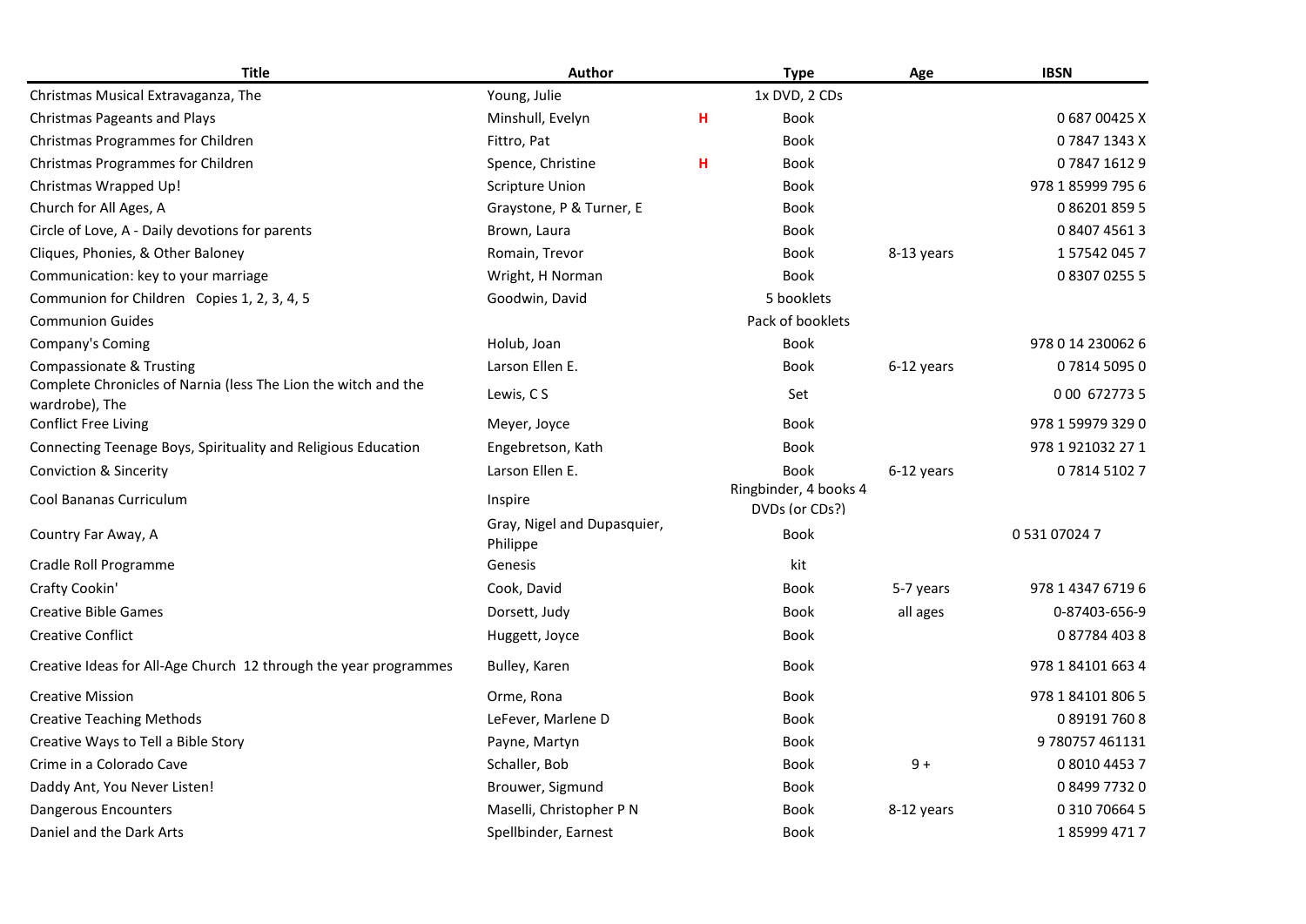| Title | Author | | Type | Age | IBSN |
|---|---|---|---|---|---|
| Christmas Musical Extravaganza, The | Young, Julie | | 1x DVD, 2 CDs | | |
| Christmas Pageants and Plays | Minshull, Evelyn | H | Book | | 0 687 00425 X |
| Christmas Programmes for Children | Fittro, Pat | | Book | | 0 7847 1343 X |
| Christmas Programmes for Children | Spence, Christine | H | Book | | 0 7847 1612 9 |
| Christmas Wrapped Up! | Scripture Union | | Book | | 978 1 85999 795 6 |
| Church for All Ages, A | Graystone, P & Turner, E | | Book | | 0 86201 859 5 |
| Circle of Love, A - Daily devotions for parents | Brown, Laura | | Book | | 0 8407 4561 3 |
| Cliques, Phonies, & Other Baloney | Romain, Trevor | | Book | 8-13 years | 1 57542 045 7 |
| Communication: key to your marriage | Wright, H Norman | | Book | | 0 8307 0255 5 |
| Communion for Children Copies 1, 2, 3, 4, 5 | Goodwin, David | | 5 booklets | | |
| Communion Guides | | | Pack of booklets | | |
| Company's Coming | Holub, Joan | | Book | | 978 0 14 230062 6 |
| Compassionate & Trusting | Larson Ellen E. | | Book | 6-12 years | 0 7814 5095 0 |
| Complete Chronicles of Narnia (less The Lion the witch and the wardrobe), The | Lewis, C S | | Set | | 0 00 672773 5 |
| Conflict Free Living | Meyer, Joyce | | Book | | 978 1 59979 329 0 |
| Connecting Teenage Boys, Spirituality and Religious Education | Engebretson, Kath | | Book | | 978 1 921032 27 1 |
| Conviction & Sincerity | Larson Ellen E. | | Book | 6-12 years | 0 7814 5102 7 |
| Cool Bananas Curriculum | Inspire | | Ringbinder, 4 books 4 DVDs (or CDs?) | | |
| Country Far Away, A | Gray, Nigel and Dupasquier, Philippe | | Book | | 0 531 07024 7 |
| Cradle Roll Programme | Genesis | | kit | | |
| Crafty Cookin' | Cook, David | | Book | 5-7 years | 978 1 4347 6719 6 |
| Creative Bible Games | Dorsett, Judy | | Book | all ages | 0-87403-656-9 |
| Creative Conflict | Huggett, Joyce | | Book | | 0 87784 403 8 |
| Creative Ideas for All-Age Church 12 through the year programmes | Bulley, Karen | | Book | | 978 1 84101 663 4 |
| Creative Mission | Orme, Rona | | Book | | 978 1 84101 806 5 |
| Creative Teaching Methods | LeFever, Marlene D | | Book | | 0 89191 760 8 |
| Creative Ways to Tell a Bible Story | Payne, Martyn | | Book | | 9 780757 461131 |
| Crime in a Colorado Cave | Schaller, Bob | | Book | 9 + | 0 8010 4453 7 |
| Daddy Ant, You Never Listen! | Brouwer, Sigmund | | Book | | 0 8499 7732 0 |
| Dangerous Encounters | Maselli, Christopher P N | | Book | 8-12 years | 0 310 70664 5 |
| Daniel and the Dark Arts | Spellbinder, Earnest | | Book | | 1 85999 471 7 |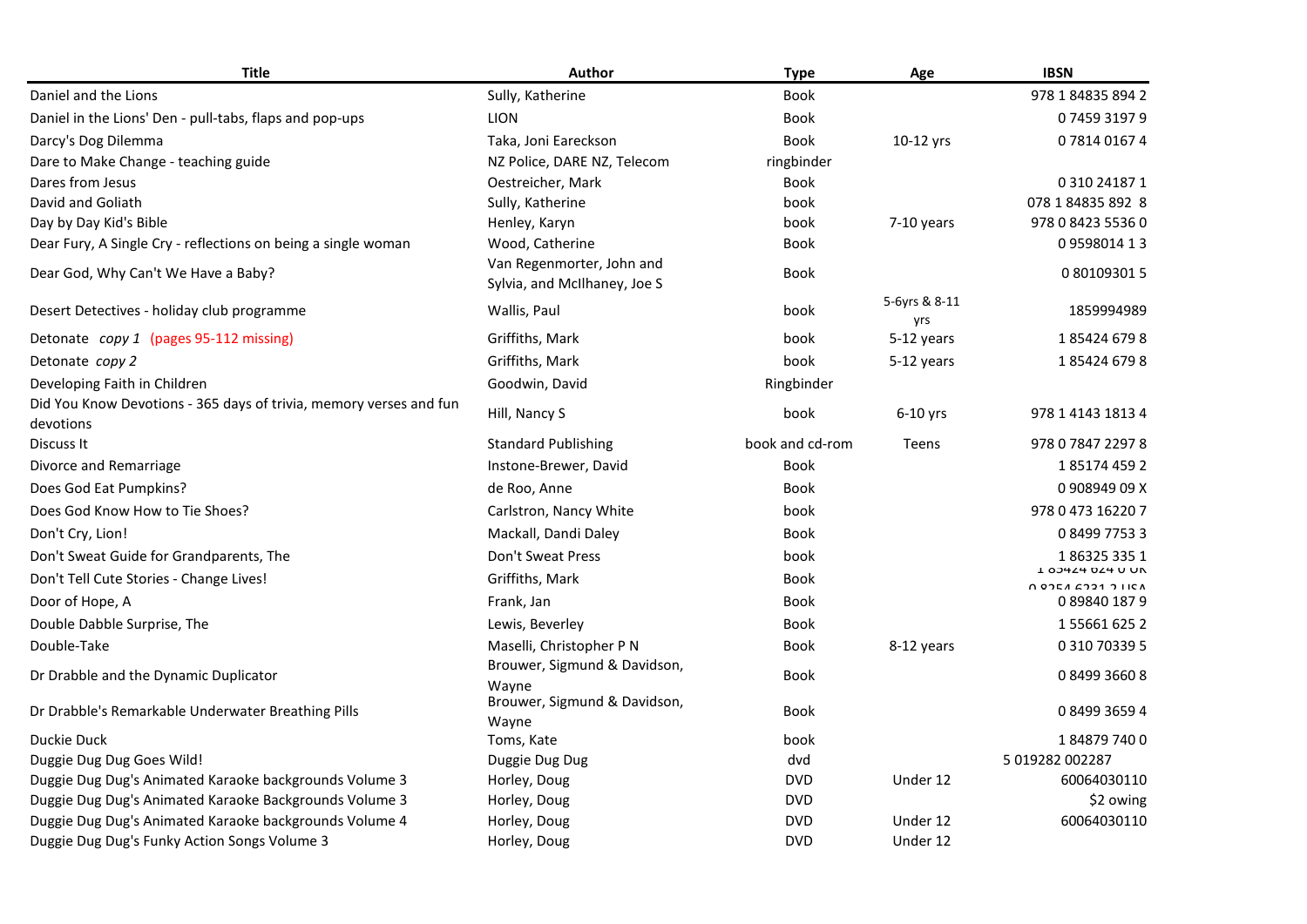| Title | Author | Type | Age | IBSN |
|---|---|---|---|---|
| Daniel and the Lions | Sully, Katherine | Book | | 978 1 84835 894 2 |
| Daniel in the Lions' Den - pull-tabs, flaps and pop-ups | LION | Book | | 0 7459 3197 9 |
| Darcy's Dog Dilemma | Taka, Joni Eareckson | Book | 10-12 yrs | 0 7814 0167 4 |
| Dare to Make Change - teaching guide | NZ Police, DARE NZ, Telecom | ringbinder | | |
| Dares from Jesus | Oestreicher, Mark | Book | | 0 310 24187 1 |
| David and Goliath | Sully, Katherine | book | | 078 1 84835 892 8 |
| Day by Day Kid's Bible | Henley, Karyn | book | 7-10 years | 978 0 8423 5536 0 |
| Dear Fury, A Single Cry - reflections on being a single woman | Wood, Catherine | Book | | 0 9598014 1 3 |
| Dear God, Why Can't We Have a Baby? | Van Regenmorter, John and Sylvia, and McIlhaney, Joe S | Book | | 0 80109301 5 |
| Desert Detectives - holiday club programme | Wallis, Paul | book | 5-6yrs & 8-11 yrs | 1859994989 |
| Detonate *copy 1* (pages 95-112 missing) | Griffiths, Mark | book | 5-12 years | 1 85424 679 8 |
| Detonate *copy 2* | Griffiths, Mark | book | 5-12 years | 1 85424 679 8 |
| Developing Faith in Children | Goodwin, David | Ringbinder | | |
| Did You Know Devotions - 365 days of trivia, memory verses and fun devotions | Hill, Nancy S | book | 6-10 yrs | 978 1 4143 1813 4 |
| Discuss It | Standard Publishing | book and cd-rom | Teens | 978 0 7847 2297 8 |
| Divorce and Remarriage | Instone-Brewer, David | Book | | 1 85174 459 2 |
| Does God Eat Pumpkins? | de Roo, Anne | Book | | 0 908949 09 X |
| Does God Know How to Tie Shoes? | Carlstron, Nancy White | book | | 978 0 473 16220 7 |
| Don't Cry, Lion! | Mackall, Dandi Daley | Book | | 0 8499 7753 3 |
| Don't Sweat Guide for Grandparents, The | Don't Sweat Press | book | | 1 86325 335 1 |
| Don't Tell Cute Stories - Change Lives! | Griffiths, Mark | Book | | 1 85424 624 0 UK 0 8254 6231 2 USA |
| Door of Hope, A | Frank, Jan | Book | | 0 89840 187 9 |
| Double Dabble Surprise, The | Lewis, Beverley | Book | | 1 55661 625 2 |
| Double-Take | Maselli, Christopher P N | Book | 8-12 years | 0 310 70339 5 |
| Dr Drabble and the Dynamic Duplicator | Brouwer, Sigmund & Davidson, Wayne | Book | | 0 8499 3660 8 |
| Dr Drabble's Remarkable Underwater Breathing Pills | Brouwer, Sigmund & Davidson, Wayne | Book | | 0 8499 3659 4 |
| Duckie Duck | Toms, Kate | book | | 1 84879 740 0 |
| Duggie Dug Dug Goes Wild! | Duggie Dug Dug | dvd | | 5 019282 002287 |
| Duggie Dug Dug's Animated Karaoke backgrounds Volume 3 | Horley, Doug | DVD | Under 12 | 60064030110 |
| Duggie Dug Dug's Animated Karaoke Backgrounds Volume 3 | Horley, Doug | DVD | | $2 owing |
| Duggie Dug Dug's Animated Karaoke backgrounds Volume 4 | Horley, Doug | DVD | Under 12 | 60064030110 |
| Duggie Dug Dug's Funky Action Songs Volume 3 | Horley, Doug | DVD | Under 12 | |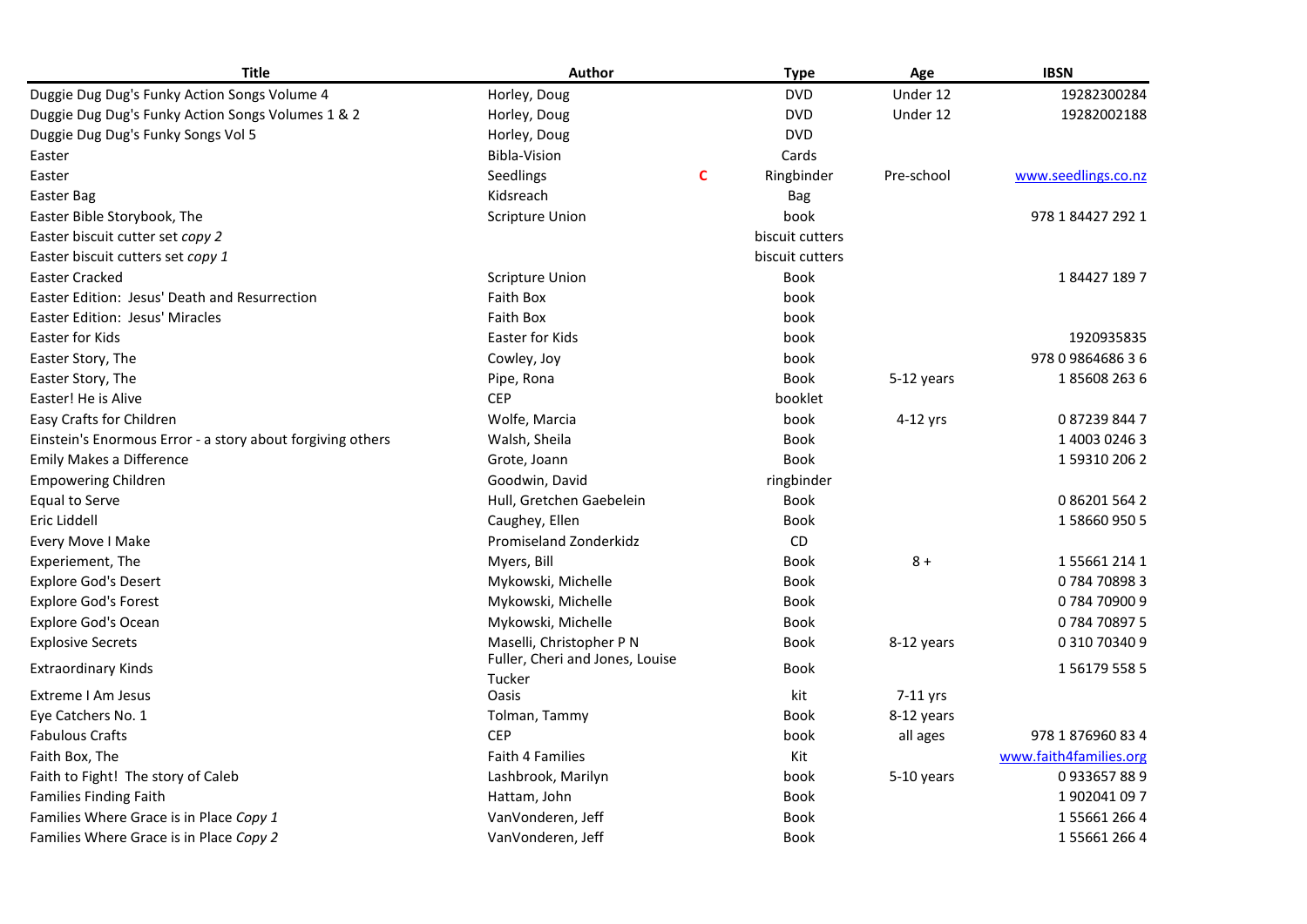| Title | Author | | Type | Age | IBSN |
|---|---|---|---|---|---|
| Duggie Dug Dug's Funky Action Songs Volume 4 | Horley, Doug | | DVD | Under 12 | 19282300284 |
| Duggie Dug Dug's Funky Action Songs Volumes 1 & 2 | Horley, Doug | | DVD | Under 12 | 19282002188 |
| Duggie Dug Dug's Funky Songs Vol 5 | Horley, Doug | | DVD | | |
| Easter | Bibla-Vision | | Cards | | |
| Easter | Seedlings | C | Ringbinder | Pre-school | www.seedlings.co.nz |
| Easter Bag | Kidsreach | | Bag | | |
| Easter Bible Storybook, The | Scripture Union | | book | | 978 1 84427 292 1 |
| Easter biscuit cutter set *copy 2* | | | biscuit cutters | | |
| Easter biscuit cutters set *copy 1* | | | biscuit cutters | | |
| Easter Cracked | Scripture Union | | Book | | 1 84427 189 7 |
| Easter Edition: Jesus' Death and Resurrection | Faith Box | | book | | |
| Easter Edition: Jesus' Miracles | Faith Box | | book | | |
| Easter for Kids | Easter for Kids | | book | | 1920935835 |
| Easter Story, The | Cowley, Joy | | book | | 978 0 9864686 3 6 |
| Easter Story, The | Pipe, Rona | | Book | 5-12 years | 1 85608 263 6 |
| Easter! He is Alive | CEP | | booklet | | |
| Easy Crafts for Children | Wolfe, Marcia | | book | 4-12 yrs | 0 87239 844 7 |
| Einstein's Enormous Error - a story about forgiving others | Walsh, Sheila | | Book | | 1 4003 0246 3 |
| Emily Makes a Difference | Grote, Joann | | Book | | 1 59310 206 2 |
| Empowering Children | Goodwin, David | | ringbinder | | |
| Equal to Serve | Hull, Gretchen Gaebelein | | Book | | 0 86201 564 2 |
| Eric Liddell | Caughey, Ellen | | Book | | 1 58660 950 5 |
| Every Move I Make | Promiseland Zonderkidz | | CD | | |
| Experiement, The | Myers, Bill | | Book | 8 + | 1 55661 214 1 |
| Explore God's Desert | Mykowski, Michelle | | Book | | 0 784 70898 3 |
| Explore God's Forest | Mykowski, Michelle | | Book | | 0 784 70900 9 |
| Explore God's Ocean | Mykowski, Michelle | | Book | | 0 784 70897 5 |
| Explosive Secrets | Maselli, Christopher P N | | Book | 8-12 years | 0 310 70340 9 |
| Extraordinary Kinds | Fuller, Cheri and Jones, Louise Tucker | | Book | | 1 56179 558 5 |
| Extreme I Am Jesus | Oasis | | kit | 7-11 yrs | |
| Eye Catchers No. 1 | Tolman, Tammy | | Book | 8-12 years | |
| Fabulous Crafts | CEP | | book | all ages | 978 1 876960 83 4 |
| Faith Box, The | Faith 4 Families | | Kit | | www.faith4families.org |
| Faith to Fight! The story of Caleb | Lashbrook, Marilyn | | book | 5-10 years | 0 933657 88 9 |
| Families Finding Faith | Hattam, John | | Book | | 1 902041 09 7 |
| Families Where Grace is in Place *Copy 1* | VanVonderen, Jeff | | Book | | 1 55661 266 4 |
| Families Where Grace is in Place *Copy 2* | VanVonderen, Jeff | | Book | | 1 55661 266 4 |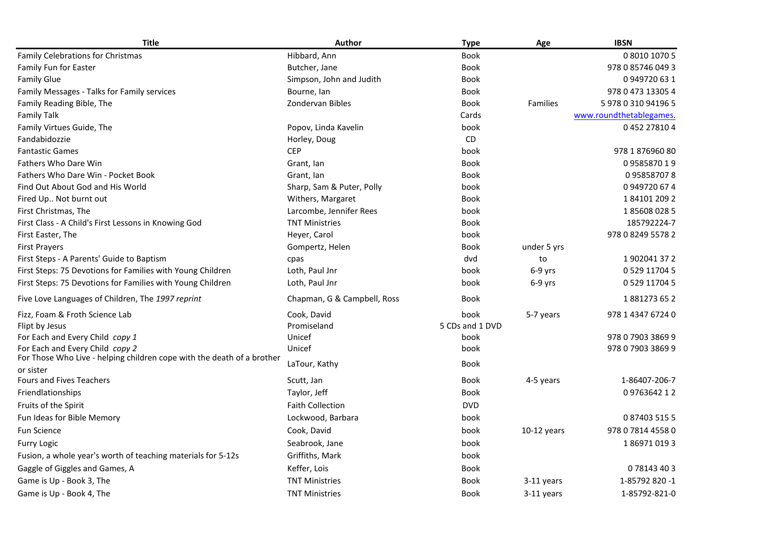| Title | Author | Type | Age | IBSN |
|---|---|---|---|---|
| Family Celebrations for Christmas | Hibbard, Ann | Book | | 0 8010 1070 5 |
| Family Fun for Easter | Butcher, Jane | Book | | 978 0 85746 049 3 |
| Family Glue | Simpson, John and Judith | Book | | 0 949720 63 1 |
| Family Messages - Talks for Family services | Bourne, Ian | Book | | 978 0 473 13305 4 |
| Family Reading Bible, The | Zondervan Bibles | Book | Families | 5 978 0 310 94196 5 |
| Family Talk | | Cards | | www.roundthetablegames. |
| Family Virtues Guide, The | Popov, Linda Kavelin | book | | 0 452 27810 4 |
| Fandabidozzie | Horley, Doug | CD | | |
| Fantastic Games | CEP | book | | 978 1 876960 80 |
| Fathers Who Dare Win | Grant, Ian | Book | | 0 9585870 1 9 |
| Fathers Who Dare Win - Pocket Book | Grant, Ian | Book | | 0 95858707 8 |
| Find Out About God and His World | Sharp, Sam & Puter, Polly | book | | 0 949720 67 4 |
| Fired Up.. Not burnt out | Withers, Margaret | Book | | 1 84101 209 2 |
| First Christmas, The | Larcombe, Jennifer Rees | book | | 1 85608 028 5 |
| First Class - A Child's First Lessons in Knowing God | TNT Ministries | Book | | 185792224-7 |
| First Easter, The | Heyer, Carol | book | | 978 0 8249 5578 2 |
| First Prayers | Gompertz, Helen | Book | under 5 yrs | |
| First Steps - A Parents' Guide to Baptism | cpas | dvd | to | 1 902041 37 2 |
| First Steps: 75 Devotions for Families with Young Children | Loth, Paul Jnr | book | 6-9 yrs | 0 529 11704 5 |
| First Steps: 75 Devotions for Families with Young Children | Loth, Paul Jnr | book | 6-9 yrs | 0 529 11704 5 |
| Five Love Languages of Children, The *1997 reprint* | Chapman, G & Campbell, Ross | Book | | 1 881273 65 2 |
| Fizz, Foam & Froth Science Lab | Cook, David | book | 5-7 years | 978 1 4347 6724 0 |
| Flipt by Jesus | Promiseland | 5 CDs and 1 DVD | | |
| For Each and Every Child *copy 1* | Unicef | book | | 978 0 7903 3869 9 |
| For Each and Every Child *copy 2* | Unicef | book | | 978 0 7903 3869 9 |
| For Those Who Live - helping children cope with the death of a brother or sister | LaTour, Kathy | Book | | |
| Fours and Fives Teachers | Scutt, Jan | Book | 4-5 years | 1-86407-206-7 |
| Friendlationships | Taylor, Jeff | Book | | 0 9763642 1 2 |
| Fruits of the Spirit | Faith Collection | DVD | | |
| Fun Ideas for Bible Memory | Lockwood, Barbara | book | | 0 87403 515 5 |
| Fun Science | Cook, David | book | 10-12 years | 978 0 7814 4558 0 |
| Furry Logic | Seabrook, Jane | book | | 1 86971 019 3 |
| Fusion, a whole year's worth of teaching materials for 5-12s | Griffiths, Mark | book | | |
| Gaggle of Giggles and Games, A | Keffer, Lois | Book | | 0 78143 40 3 |
| Game is Up - Book 3, The | TNT Ministries | Book | 3-11 years | 1-85792 820 -1 |
| Game is Up - Book 4, The | TNT Ministries | Book | 3-11 years | 1-85792-821-0 |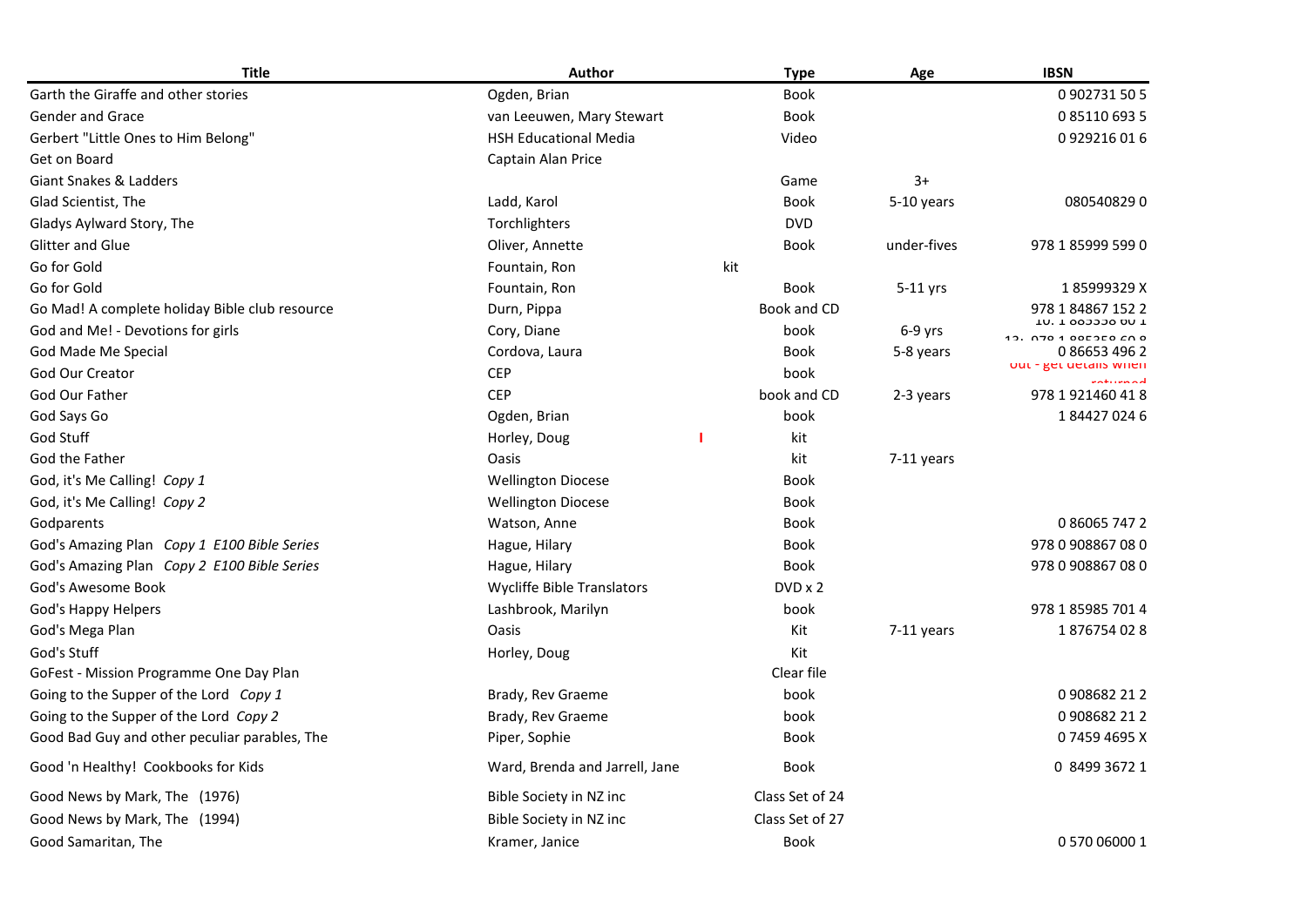| Title | Author | Type | Age | IBSN |
|---|---|---|---|---|
| Garth the Giraffe and other stories | Ogden, Brian | Book | | 0 902731 50 5 |
| Gender and Grace | van Leeuwen, Mary Stewart | Book | | 0 85110 693 5 |
| Gerbert "Little Ones to Him Belong" | HSH Educational Media | Video | | 0 929216 01 6 |
| Get on Board | Captain Alan Price | | | |
| Giant Snakes & Ladders | | Game | 3+ | |
| Glad Scientist, The | Ladd, Karol | Book | 5-10 years | 080540829 0 |
| Gladys Aylward Story, The | Torchlighters | DVD | | |
| Glitter and Glue | Oliver, Annette | Book | under-fives | 978 1 85999 599 0 |
| Go for Gold | Fountain, Ron | kit | | |
| Go for Gold | Fountain, Ron | Book | 5-11 yrs | 1 85999329 X |
| Go Mad! A complete holiday Bible club resource | Durn, Pippa | Book and CD | | 978 1 84867 152 2 |
| God and Me! - Devotions for girls | Cory, Diane | book | 6-9 yrs | 10: 1 885358 60 1 13: 978 1 885358 60 8 |
| God Made Me Special | Cordova, Laura | Book | 5-8 years | 0 86653 496 2 |
| God Our Creator | CEP | book | | out - get details when returned |
| God Our Father | CEP | book and CD | 2-3 years | 978 1 921460 41 8 |
| God Says Go | Ogden, Brian | book | | 1 84427 024 6 |
| God Stuff | Horley, Doug | kit | | |
| God the Father | Oasis | kit | 7-11 years | |
| God, it's Me Calling! *Copy 1* | Wellington Diocese | Book | | |
| God, it's Me Calling! *Copy 2* | Wellington Diocese | Book | | |
| Godparents | Watson, Anne | Book | | 0 86065 747 2 |
| God's Amazing Plan *Copy 1 E100 Bible Series* | Hague, Hilary | Book | | 978 0 908867 08 0 |
| God's Amazing Plan *Copy 2 E100 Bible Series* | Hague, Hilary | Book | | 978 0 908867 08 0 |
| God's Awesome Book | Wycliffe Bible Translators | DVD x 2 | | |
| God's Happy Helpers | Lashbrook, Marilyn | book | | 978 1 85985 701 4 |
| God's Mega Plan | Oasis | Kit | 7-11 years | 1 876754 02 8 |
| God's Stuff | Horley, Doug | Kit | | |
| GoFest - Mission Programme One Day Plan | | Clear file | | |
| Going to the Supper of the Lord *Copy 1* | Brady, Rev Graeme | book | | 0 908682 21 2 |
| Going to the Supper of the Lord *Copy 2* | Brady, Rev Graeme | book | | 0 908682 21 2 |
| Good Bad Guy and other peculiar parables, The | Piper, Sophie | Book | | 0 7459 4695 X |
| Good 'n Healthy! Cookbooks for Kids | Ward, Brenda and Jarrell, Jane | Book | | 0 8499 3672 1 |
| Good News by Mark, The (1976) | Bible Society in NZ inc | Class Set of 24 | | |
| Good News by Mark, The (1994) | Bible Society in NZ inc | Class Set of 27 | | |
| Good Samaritan, The | Kramer, Janice | Book | | 0 570 06000 1 |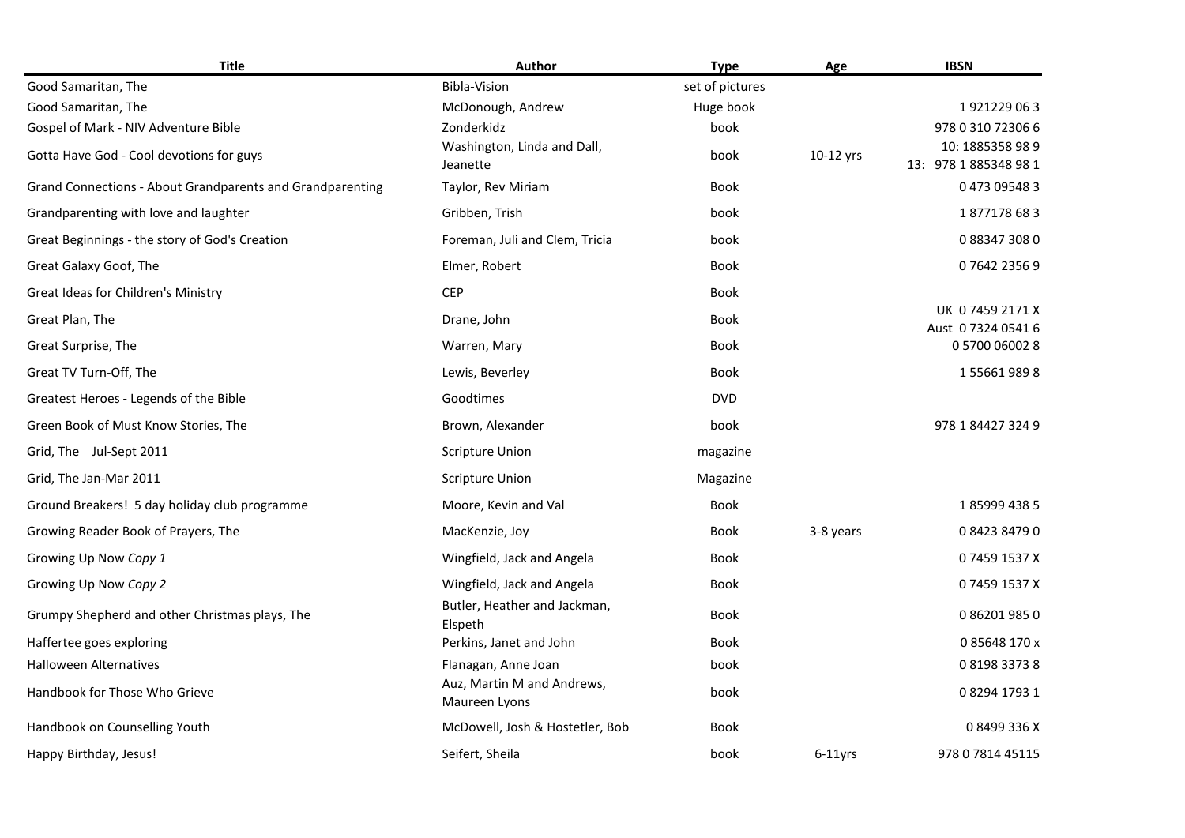| Title | Author | Type | Age | IBSN |
|---|---|---|---|---|
| Good Samaritan, The | Bibla-Vision | set of pictures | | |
| Good Samaritan, The | McDonough, Andrew | Huge book | | 1 921229 06 3 |
| Gospel of Mark - NIV Adventure Bible | Zonderkidz | book | | 978 0 310 72306 6 |
| Gotta Have God - Cool devotions for guys | Washington, Linda and Dall, Jeanette | book | 10-12 yrs | 10: 1885358 98 9<br>13: 978 1 885348 98 1 |
| Grand Connections - About Grandparents and Grandparenting | Taylor, Rev Miriam | Book | | 0 473 09548 3 |
| Grandparenting with love and laughter | Gribben, Trish | book | | 1 877178 68 3 |
| Great Beginnings - the story of God's Creation | Foreman, Juli and Clem, Tricia | book | | 0 88347 308 0 |
| Great Galaxy Goof, The | Elmer, Robert | Book | | 0 7642 2356 9 |
| Great Ideas for Children's Ministry | CEP | Book | | |
| Great Plan, The | Drane, John | Book | | UK 0 7459 2171 X<br>Aust 0 7324 0541 6 |
| Great Surprise, The | Warren, Mary | Book | | 0 5700 06002 8 |
| Great TV Turn-Off, The | Lewis, Beverley | Book | | 1 55661 989 8 |
| Greatest Heroes - Legends of the Bible | Goodtimes | DVD | | |
| Green Book of Must Know Stories, The | Brown, Alexander | book | | 978 1 84427 324 9 |
| Grid, The Jul-Sept 2011 | Scripture Union | magazine | | |
| Grid, The Jan-Mar 2011 | Scripture Union | Magazine | | |
| Ground Breakers! 5 day holiday club programme | Moore, Kevin and Val | Book | | 1 85999 438 5 |
| Growing Reader Book of Prayers, The | MacKenzie, Joy | Book | 3-8 years | 0 8423 8479 0 |
| Growing Up Now *Copy 1* | Wingfield, Jack and Angela | Book | | 0 7459 1537 X |
| Growing Up Now *Copy 2* | Wingfield, Jack and Angela | Book | | 0 7459 1537 X |
| Grumpy Shepherd and other Christmas plays, The | Butler, Heather and Jackman, Elspeth | Book | | 0 86201 985 0 |
| Haffertee goes exploring | Perkins, Janet and John | Book | | 0 85648 170 x |
| Halloween Alternatives | Flanagan, Anne Joan | book | | 0 8198 3373 8 |
| Handbook for Those Who Grieve | Auz, Martin M and Andrews, Maureen Lyons | book | | 0 8294 1793 1 |
| Handbook on Counselling Youth | McDowell, Josh & Hostetler, Bob | Book | | 0 8499 336 X |
| Happy Birthday, Jesus! | Seifert, Sheila | book | 6-11yrs | 978 0 7814 45115 |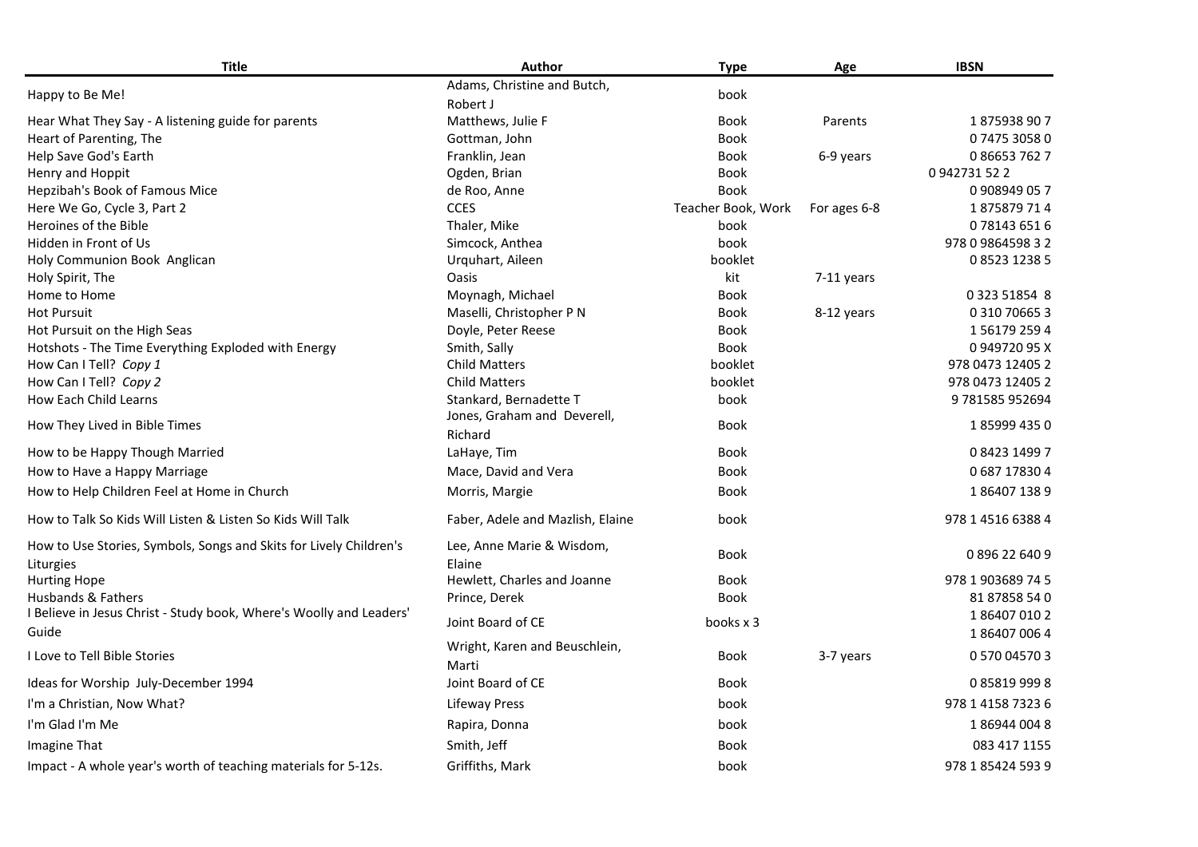| Title | Author | Type | Age | IBSN |
|---|---|---|---|---|
| Happy to Be Me! | Adams, Christine and Butch, Robert J | book | | |
| Hear What They Say - A listening guide for parents | Matthews, Julie F | Book | Parents | 1 875938 90 7 |
| Heart of Parenting, The | Gottman, John | Book | | 0 7475 3058 0 |
| Help Save God's Earth | Franklin, Jean | Book | 6-9 years | 0 86653 762 7 |
| Henry and Hoppit | Ogden, Brian | Book | | 0 942731 52 2 |
| Hepzibah's Book of Famous Mice | de Roo, Anne | Book | | 0 908949 05 7 |
| Here We Go, Cycle 3, Part 2 | CCES | Teacher Book, Work | For ages 6-8 | 1 875879 71 4 |
| Heroines of the Bible | Thaler, Mike | book | | 0 78143 651 6 |
| Hidden in Front of Us | Simcock, Anthea | book | | 978 0 9864598 3 2 |
| Holy Communion Book Anglican | Urquhart, Aileen | booklet | | 0 8523 1238 5 |
| Holy Spirit, The | Oasis | kit | 7-11 years | |
| Home to Home | Moynagh, Michael | Book | | 0 323 51854 8 |
| Hot Pursuit | Maselli, Christopher P N | Book | 8-12 years | 0 310 70665 3 |
| Hot Pursuit on the High Seas | Doyle, Peter Reese | Book | | 1 56179 259 4 |
| Hotshots - The Time Everything Exploded with Energy | Smith, Sally | Book | | 0 949720 95 X |
| How Can I Tell? *Copy 1* | Child Matters | booklet | | 978 0473 12405 2 |
| How Can I Tell? *Copy 2* | Child Matters | booklet | | 978 0473 12405 2 |
| How Each Child Learns | Stankard, Bernadette T | book | | 9 781585 952694 |
| How They Lived in Bible Times | Jones, Graham and Deverell, Richard | Book | | 1 85999 435 0 |
| How to be Happy Though Married | LaHaye, Tim | Book | | 0 8423 1499 7 |
| How to Have a Happy Marriage | Mace, David and Vera | Book | | 0 687 17830 4 |
| How to Help Children Feel at Home in Church | Morris, Margie | Book | | 1 86407 138 9 |
| How to Talk So Kids Will Listen & Listen So Kids Will Talk | Faber, Adele and Mazlish, Elaine | book | | 978 1 4516 6388 4 |
| How to Use Stories, Symbols, Songs and Skits for Lively Children's Liturgies | Lee, Anne Marie & Wisdom, Elaine | Book | | 0 896 22 640 9 |
| Hurting Hope | Hewlett, Charles and Joanne | Book | | 978 1 903689 74 5 |
| Husbands & Fathers | Prince, Derek | Book | | 81 87858 54 0 |
| I Believe in Jesus Christ - Study book, Where's Woolly and Leaders' Guide | Joint Board of CE | books x 3 | | 1 86407 010 2<br>1 86407 006 4 |
| I Love to Tell Bible Stories | Wright, Karen and Beuschlein, Marti | Book | 3-7 years | 0 570 04570 3 |
| Ideas for Worship July-December 1994 | Joint Board of CE | Book | | 0 85819 999 8 |
| I'm a Christian, Now What? | Lifeway Press | book | | 978 1 4158 7323 6 |
| I'm Glad I'm Me | Rapira, Donna | book | | 1 86944 004 8 |
| Imagine That | Smith, Jeff | Book | | 083 417 1155 |
| Impact - A whole year's worth of teaching materials for 5-12s. | Griffiths, Mark | book | | 978 1 85424 593 9 |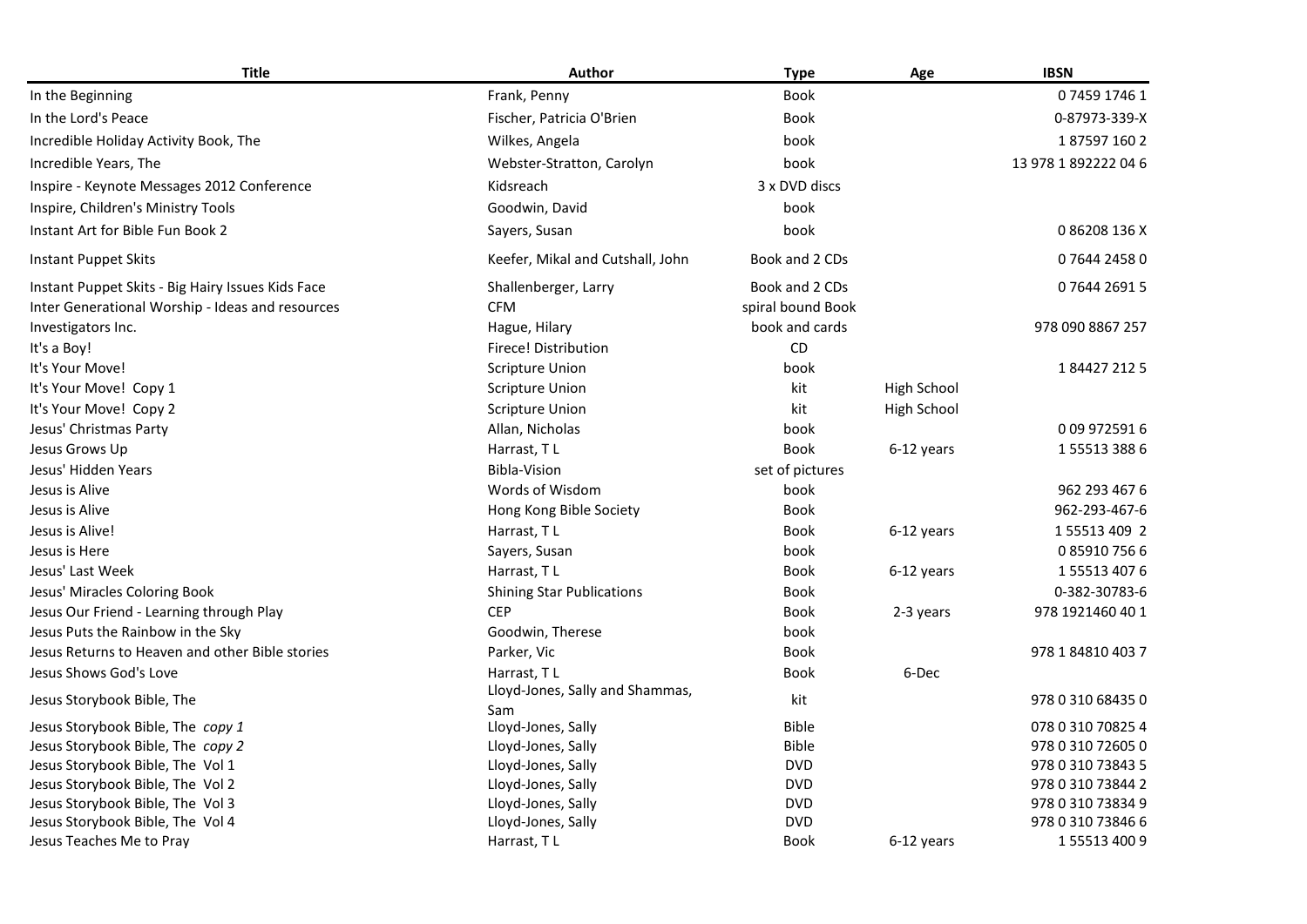| Title | Author | Type | Age | IBSN |
|---|---|---|---|---|
| In the Beginning | Frank, Penny | Book | | 0 7459 1746 1 |
| In the Lord's Peace | Fischer, Patricia O'Brien | Book | | 0-87973-339-X |
| Incredible Holiday Activity Book, The | Wilkes, Angela | book | | 1 87597 160 2 |
| Incredible Years, The | Webster-Stratton, Carolyn | book | | 13 978 1 892222 04 6 |
| Inspire - Keynote Messages 2012 Conference | Kidsreach | 3 x DVD discs | | |
| Inspire, Children's Ministry Tools | Goodwin, David | book | | |
| Instant Art for Bible Fun Book 2 | Sayers, Susan | book | | 0 86208 136 X |
| Instant Puppet Skits | Keefer, Mikal and Cutshall, John | Book and 2 CDs | | 0 7644 2458 0 |
| Instant Puppet Skits - Big Hairy Issues Kids Face | Shallenberger, Larry | Book and 2 CDs | | 0 7644 2691 5 |
| Inter Generational Worship - Ideas and resources | CFM | spiral bound Book | | |
| Investigators Inc. | Hague, Hilary | book and cards | | 978 090 8867 257 |
| It's a Boy! | Firece! Distribution | CD | | |
| It's Your Move! | Scripture Union | book | | 1 84427 212 5 |
| It's Your Move! Copy 1 | Scripture Union | kit | High School | |
| It's Your Move! Copy 2 | Scripture Union | kit | High School | |
| Jesus' Christmas Party | Allan, Nicholas | book | | 0 09 972591 6 |
| Jesus Grows Up | Harrast, T L | Book | 6-12 years | 1 55513 388 6 |
| Jesus' Hidden Years | Bibla-Vision | set of pictures | | |
| Jesus is Alive | Words of Wisdom | book | | 962 293 467 6 |
| Jesus is Alive | Hong Kong Bible Society | Book | | 962-293-467-6 |
| Jesus is Alive! | Harrast, T L | Book | 6-12 years | 1 55513 409 2 |
| Jesus is Here | Sayers, Susan | book | | 0 85910 756 6 |
| Jesus' Last Week | Harrast, T L | Book | 6-12 years | 1 55513 407 6 |
| Jesus' Miracles Coloring Book | Shining Star Publications | Book | | 0-382-30783-6 |
| Jesus Our Friend - Learning through Play | CEP | Book | 2-3 years | 978 1921460 40 1 |
| Jesus Puts the Rainbow in the Sky | Goodwin, Therese | book | | |
| Jesus Returns to Heaven and other Bible stories | Parker, Vic | Book | | 978 1 84810 403 7 |
| Jesus Shows God's Love | Harrast, T L | Book | 6-Dec | |
| Jesus Storybook Bible, The | Lloyd-Jones, Sally and Shammas, Sam | kit | | 978 0 310 68435 0 |
| Jesus Storybook Bible, The *copy 1* | Lloyd-Jones, Sally | Bible | | 078 0 310 70825 4 |
| Jesus Storybook Bible, The *copy 2* | Lloyd-Jones, Sally | Bible | | 978 0 310 72605 0 |
| Jesus Storybook Bible, The Vol 1 | Lloyd-Jones, Sally | DVD | | 978 0 310 73843 5 |
| Jesus Storybook Bible, The Vol 2 | Lloyd-Jones, Sally | DVD | | 978 0 310 73844 2 |
| Jesus Storybook Bible, The Vol 3 | Lloyd-Jones, Sally | DVD | | 978 0 310 73834 9 |
| Jesus Storybook Bible, The Vol 4 | Lloyd-Jones, Sally | DVD | | 978 0 310 73846 6 |
| Jesus Teaches Me to Pray | Harrast, T L | Book | 6-12 years | 1 55513 400 9 |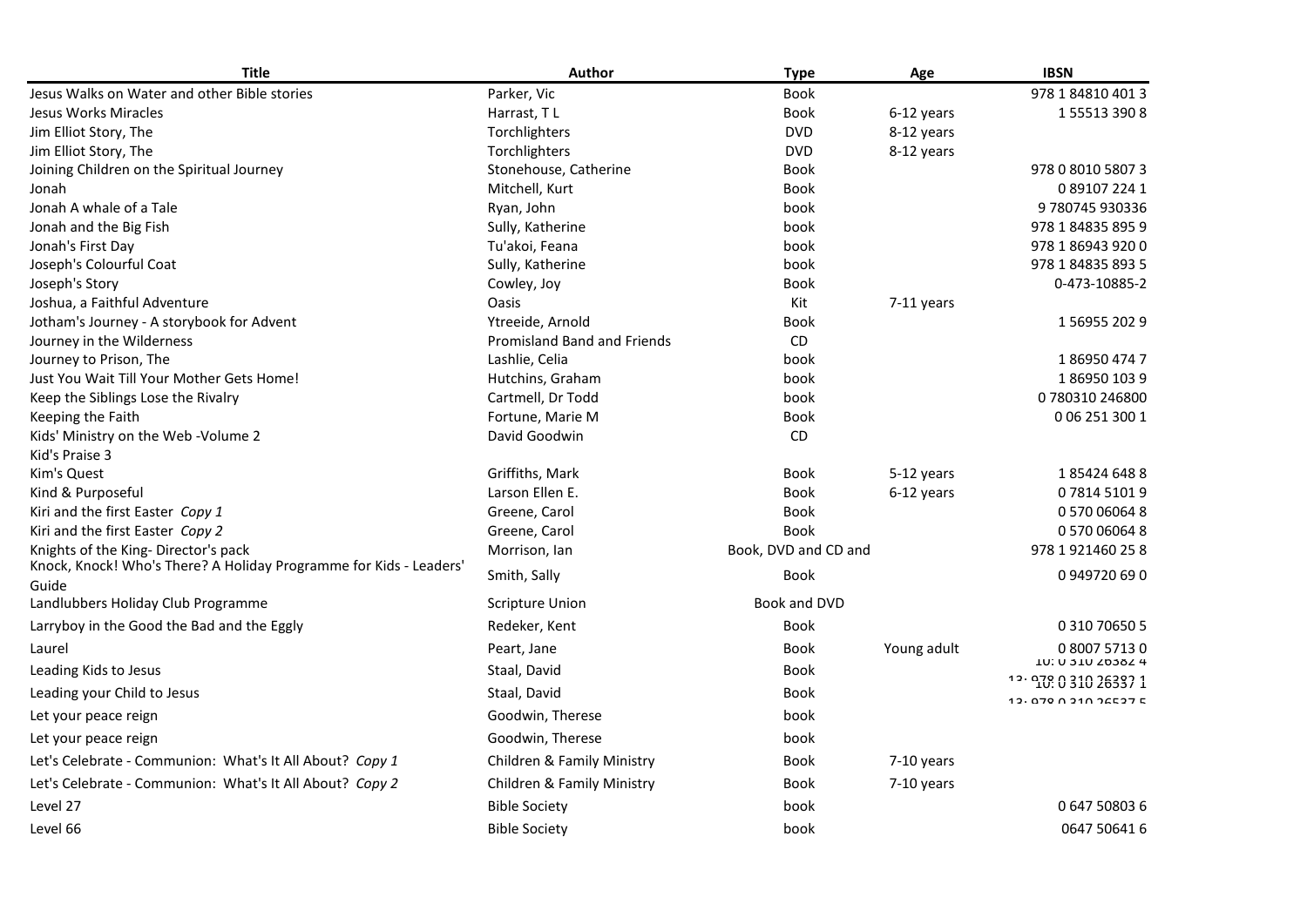| Title | Author | Type | Age | IBSN |
|---|---|---|---|---|
| Jesus Walks on Water and other Bible stories | Parker, Vic | Book | | 978 1 84810 401 3 |
| Jesus Works Miracles | Harrast, T L | Book | 6-12 years | 1 55513 390 8 |
| Jim Elliot Story, The | Torchlighters | DVD | 8-12 years | |
| Jim Elliot Story, The | Torchlighters | DVD | 8-12 years | |
| Joining Children on the Spiritual Journey | Stonehouse, Catherine | Book | | 978 0 8010 5807 3 |
| Jonah | Mitchell, Kurt | Book | | 0 89107 224 1 |
| Jonah A whale of a Tale | Ryan, John | book | | 9 780745 930336 |
| Jonah and the Big Fish | Sully, Katherine | book | | 978 1 84835 895 9 |
| Jonah's First Day | Tu'akoi, Feana | book | | 978 1 86943 920 0 |
| Joseph's Colourful Coat | Sully, Katherine | book | | 978 1 84835 893 5 |
| Joseph's Story | Cowley, Joy | Book | | 0-473-10885-2 |
| Joshua, a Faithful Adventure | Oasis | Kit | 7-11 years | |
| Jotham's Journey - A storybook for Advent | Ytreeide, Arnold | Book | | 1 56955 202 9 |
| Journey in the Wilderness | Promisland Band and Friends | CD | | |
| Journey to Prison, The | Lashlie, Celia | book | | 1 86950 474 7 |
| Just You Wait Till Your Mother Gets Home! | Hutchins, Graham | book | | 1 86950 103 9 |
| Keep the Siblings Lose the Rivalry | Cartmell, Dr Todd | book | | 0 780310 246800 |
| Keeping the Faith | Fortune, Marie M | Book | | 0 06 251 300 1 |
| Kids' Ministry on the Web -Volume 2 | David Goodwin | CD | | |
| Kid's Praise 3 | | | | |
| Kim's Quest | Griffiths, Mark | Book | 5-12 years | 1 85424 648 8 |
| Kind & Purposeful | Larson Ellen E. | Book | 6-12 years | 0 7814 5101 9 |
| Kiri and the first Easter *Copy 1* | Greene, Carol | Book | | 0 570 06064 8 |
| Kiri and the first Easter *Copy 2* | Greene, Carol | Book | | 0 570 06064 8 |
| Knights of the King- Director's pack | Morrison, Ian | Book, DVD and CD and | | 978 1 921460 25 8 |
| Knock, Knock! Who's There? A Holiday Programme for Kids - Leaders' Guide | Smith, Sally | Book | | 0 949720 69 0 |
| Landlubbers Holiday Club Programme | Scripture Union | Book and DVD | | |
| Larryboy in the Good the Bad and the Eggly | Redeker, Kent | Book | | 0 310 70650 5 |
| Laurel | Peart, Jane | Book | Young adult | 0 8007 5713 0 |
| Leading Kids to Jesus | Staal, David | Book | | 10: 0 310 26382 4 13: 978 0 310 26382 1 |
| Leading your Child to Jesus | Staal, David | Book | | 10: 0 310 26537 1 13: 978 0 310 26537 5 |
| Let your peace reign | Goodwin, Therese | book | | |
| Let your peace reign | Goodwin, Therese | book | | |
| Let's Celebrate - Communion: What's It All About? *Copy 1* | Children & Family Ministry | Book | 7-10 years | |
| Let's Celebrate - Communion: What's It All About? *Copy 2* | Children & Family Ministry | Book | 7-10 years | |
| Level 27 | Bible Society | book | | 0 647 50803 6 |
| Level 66 | Bible Society | book | | 0647 50641 6 |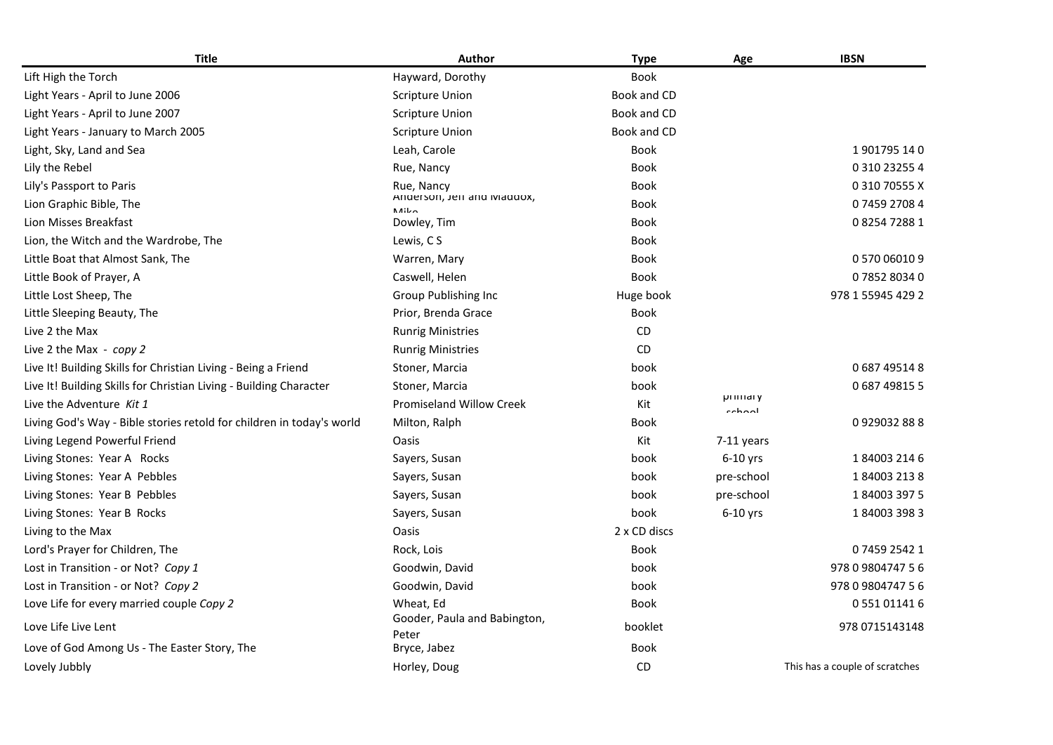| Title | Author | Type | Age | IBSN |
|---|---|---|---|---|
| Lift High the Torch | Hayward, Dorothy | Book | | |
| Light Years - April to June 2006 | Scripture Union | Book and CD | | |
| Light Years - April to June 2007 | Scripture Union | Book and CD | | |
| Light Years - January to March 2005 | Scripture Union | Book and CD | | |
| Light, Sky, Land and Sea | Leah, Carole | Book | | 1 901795 14 0 |
| Lily the Rebel | Rue, Nancy | Book | | 0 310 23255 4 |
| Lily's Passport to Paris | Rue, Nancy | Book | | 0 310 70555 X |
| Lion Graphic Bible, The | Anderson, Jeff and Maddox, Mike | Book | | 0 7459 2708 4 |
| Lion Misses Breakfast | Dowley, Tim | Book | | 0 8254 7288 1 |
| Lion, the Witch and the Wardrobe, The | Lewis, C S | Book | | |
| Little Boat that Almost Sank, The | Warren, Mary | Book | | 0 570 06010 9 |
| Little Book of Prayer, A | Caswell, Helen | Book | | 0 7852 8034 0 |
| Little Lost Sheep, The | Group Publishing Inc | Huge book | | 978 1 55945 429 2 |
| Little Sleeping Beauty, The | Prior, Brenda Grace | Book | | |
| Live 2 the Max | Runrig Ministries | CD | | |
| Live 2 the Max - *copy 2* | Runrig Ministries | CD | | |
| Live It! Building Skills for Christian Living - Being a Friend | Stoner, Marcia | book | | 0 687 49514 8 |
| Live It! Building Skills for Christian Living - Building Character | Stoner, Marcia | book | | 0 687 49815 5 |
| Live the Adventure *Kit 1* | Promiseland Willow Creek | Kit | primary school | |
| Living God's Way - Bible stories retold for children in today's world | Milton, Ralph | Book | | 0 929032 88 8 |
| Living Legend Powerful Friend | Oasis | Kit | 7-11 years | |
| Living Stones: Year A Rocks | Sayers, Susan | book | 6-10 yrs | 1 84003 214 6 |
| Living Stones: Year A Pebbles | Sayers, Susan | book | pre-school | 1 84003 213 8 |
| Living Stones: Year B Pebbles | Sayers, Susan | book | pre-school | 1 84003 397 5 |
| Living Stones: Year B Rocks | Sayers, Susan | book | 6-10 yrs | 1 84003 398 3 |
| Living to the Max | Oasis | 2 x CD discs | | |
| Lord's Prayer for Children, The | Rock, Lois | Book | | 0 7459 2542 1 |
| Lost in Transition - or Not? *Copy 1* | Goodwin, David | book | | 978 0 9804747 5 6 |
| Lost in Transition - or Not? *Copy 2* | Goodwin, David | book | | 978 0 9804747 5 6 |
| Love Life for every married couple *Copy 2* | Wheat, Ed | Book | | 0 551 01141 6 |
| Love Life Live Lent | Gooder, Paula and Babington, Peter | booklet | | 978 0715143148 |
| Love of God Among Us - The Easter Story, The | Bryce, Jabez | Book | | |
| Lovely Jubbly | Horley, Doug | CD | | This has a couple of scratches |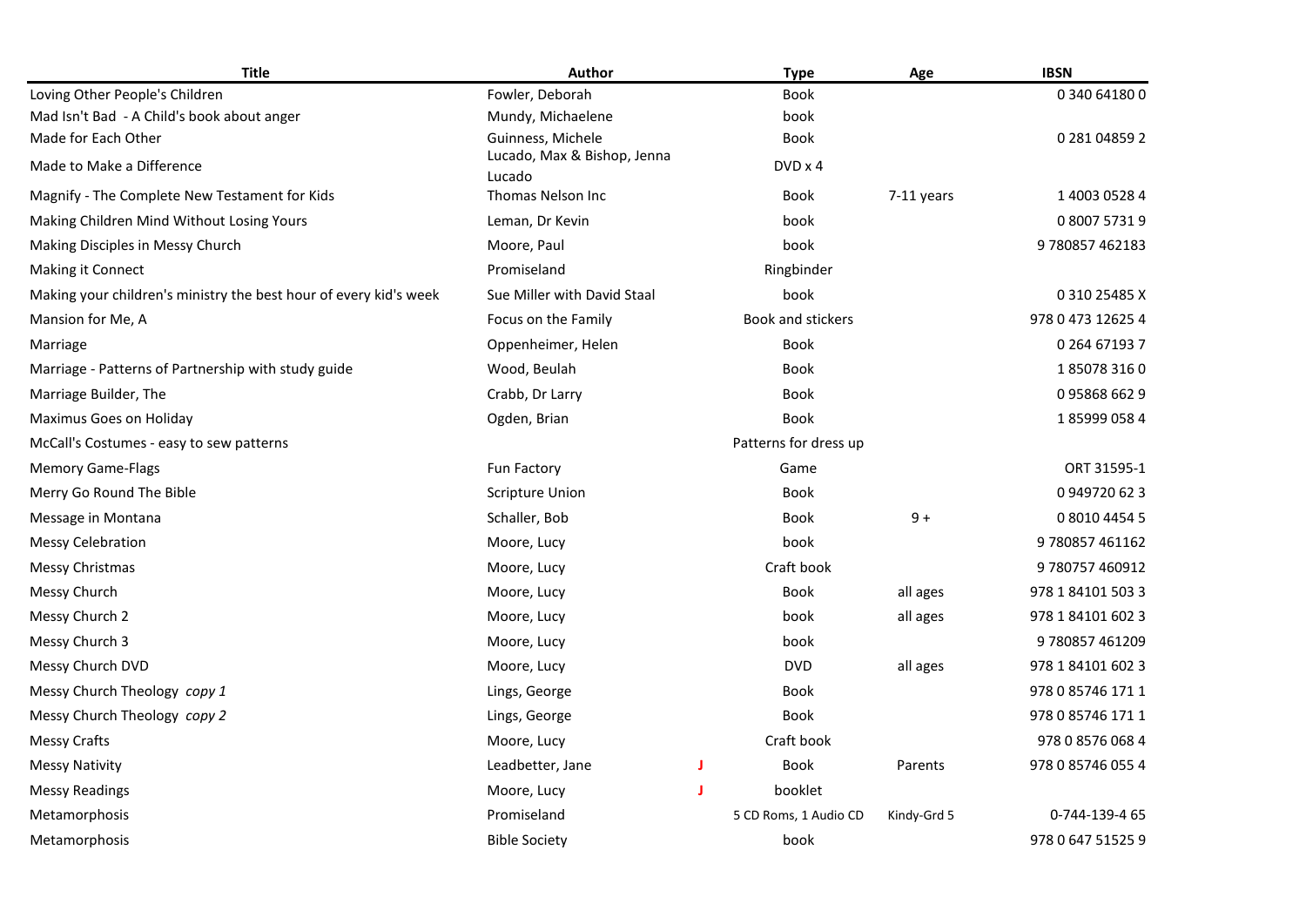| Title | Author | | Type | Age | IBSN |
|---|---|---|---|---|---|
| Loving Other People's Children | Fowler, Deborah | | Book | | 0 340 64180 0 |
| Mad Isn't Bad - A Child's book about anger | Mundy, Michaelene | | book | | |
| Made for Each Other | Guinness, Michele | | Book | | 0 281 04859 2 |
| Made to Make a Difference | Lucado, Max & Bishop, Jenna Lucado | | DVD x 4 | | |
| Magnify - The Complete New Testament for Kids | Thomas Nelson Inc | | Book | 7-11 years | 1 4003 0528 4 |
| Making Children Mind Without Losing Yours | Leman, Dr Kevin | | book | | 0 8007 5731 9 |
| Making Disciples in Messy Church | Moore, Paul | | book | | 9 780857 462183 |
| Making it Connect | Promiseland | | Ringbinder | | |
| Making your children's ministry the best hour of every kid's week | Sue Miller with David Staal | | book | | 0 310 25485 X |
| Mansion for Me, A | Focus on the Family | | Book and stickers | | 978 0 473 12625 4 |
| Marriage | Oppenheimer, Helen | | Book | | 0 264 67193 7 |
| Marriage - Patterns of Partnership with study guide | Wood, Beulah | | Book | | 1 85078 316 0 |
| Marriage Builder, The | Crabb, Dr Larry | | Book | | 0 95868 662 9 |
| Maximus Goes on Holiday | Ogden, Brian | | Book | | 1 85999 058 4 |
| McCall's Costumes - easy to sew patterns | | | Patterns for dress up | | |
| Memory Game-Flags | Fun Factory | | Game | | ORT 31595-1 |
| Merry Go Round The Bible | Scripture Union | | Book | | 0 949720 62 3 |
| Message in Montana | Schaller, Bob | | Book | 9 + | 0 8010 4454 5 |
| Messy Celebration | Moore, Lucy | | book | | 9 780857 461162 |
| Messy Christmas | Moore, Lucy | | Craft book | | 9 780757 460912 |
| Messy Church | Moore, Lucy | | Book | all ages | 978 1 84101 503 3 |
| Messy Church 2 | Moore, Lucy | | book | all ages | 978 1 84101 602 3 |
| Messy Church 3 | Moore, Lucy | | book | | 9 780857 461209 |
| Messy Church DVD | Moore, Lucy | | DVD | all ages | 978 1 84101 602 3 |
| Messy Church Theology *copy 1* | Lings, George | | Book | | 978 0 85746 171 1 |
| Messy Church Theology *copy 2* | Lings, George | | Book | | 978 0 85746 171 1 |
| Messy Crafts | Moore, Lucy | | Craft book | | 978 0 8576 068 4 |
| Messy Nativity | Leadbetter, Jane | J | Book | Parents | 978 0 85746 055 4 |
| Messy Readings | Moore, Lucy | J | booklet | | |
| Metamorphosis | Promiseland | | 5 CD Roms, 1 Audio CD | Kindy-Grd 5 | 0-744-139-4 65 |
| Metamorphosis | Bible Society | | book | | 978 0 647 51525 9 |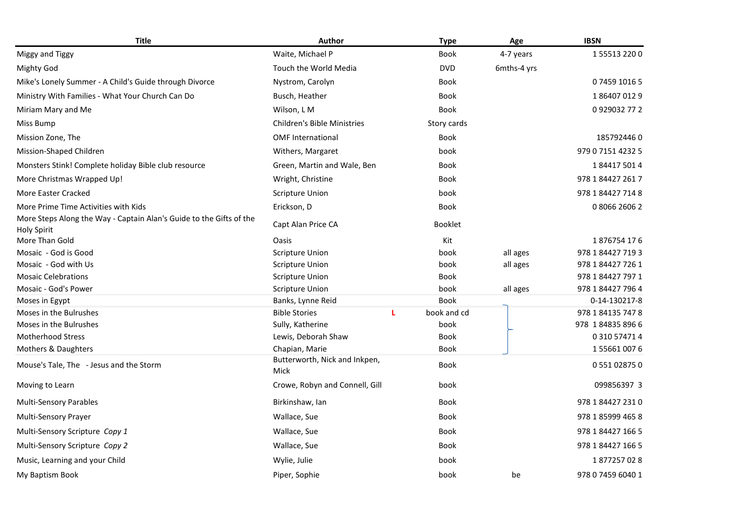| Title | Author | Type | Age | IBSN |
|---|---|---|---|---|
| Miggy and Tiggy | Waite, Michael P | Book | 4-7 years | 1 55513 220 0 |
| Mighty God | Touch the World Media | DVD | 6mths-4 yrs | |
| Mike's Lonely Summer - A Child's Guide through Divorce | Nystrom, Carolyn | Book | | 0 7459 1016 5 |
| Ministry With Families - What Your Church Can Do | Busch, Heather | Book | | 1 86407 012 9 |
| Miriam Mary and Me | Wilson, L M | Book | | 0 929032 77 2 |
| Miss Bump | Children's Bible Ministries | Story cards | | |
| Mission Zone, The | OMF International | Book | | 185792446 0 |
| Mission-Shaped Children | Withers, Margaret | book | | 979 0 7151 4232 5 |
| Monsters Stink! Complete holiday Bible club resource | Green, Martin and Wale, Ben | Book | | 1 84417 501 4 |
| More Christmas Wrapped Up! | Wright, Christine | Book | | 978 1 84427 261 7 |
| More Easter Cracked | Scripture Union | book | | 978 1 84427 714 8 |
| More Prime Time Activities with Kids | Erickson, D | Book | | 0 8066 2606 2 |
| More Steps Along the Way - Captain Alan's Guide to the Gifts of the Holy Spirit | Capt Alan Price CA | Booklet | | |
| More Than Gold | Oasis | Kit | | 1 876754 17 6 |
| Mosaic - God is Good | Scripture Union | book | all ages | 978 1 84427 719 3 |
| Mosaic - God with Us | Scripture Union | book | all ages | 978 1 84427 726 1 |
| Mosaic Celebrations | Scripture Union | Book | | 978 1 84427 797 1 |
| Mosaic - God's Power | Scripture Union | book | all ages | 978 1 84427 796 4 |
| Moses in Egypt | Banks, Lynne Reid | Book | | 0-14-130217-8 |
| Moses in the Bulrushes | Bible Stories L | book and cd | | 978 1 84135 747 8 |
| Moses in the Bulrushes | Sully, Katherine | book | | 978 1 84835 896 6 |
| Motherhood Stress | Lewis, Deborah Shaw | Book | | 0 310 57471 4 |
| Mothers & Daughters | Chapian, Marie | Book | | 1 55661 007 6 |
| Mouse's Tale, The - Jesus and the Storm | Butterworth, Nick and Inkpen, Mick | Book | | 0 551 02875 0 |
| Moving to Learn | Crowe, Robyn and Connell, Gill | book | | 099856397 3 |
| Multi-Sensory Parables | Birkinshaw, Ian | Book | | 978 1 84427 231 0 |
| Multi-Sensory Prayer | Wallace, Sue | Book | | 978 1 85999 465 8 |
| Multi-Sensory Scripture *Copy 1* | Wallace, Sue | Book | | 978 1 84427 166 5 |
| Multi-Sensory Scripture *Copy 2* | Wallace, Sue | Book | | 978 1 84427 166 5 |
| Music, Learning and your Child | Wylie, Julie | book | | 1 877257 02 8 |
| My Baptism Book | Piper, Sophie | book | be | 978 0 7459 6040 1 |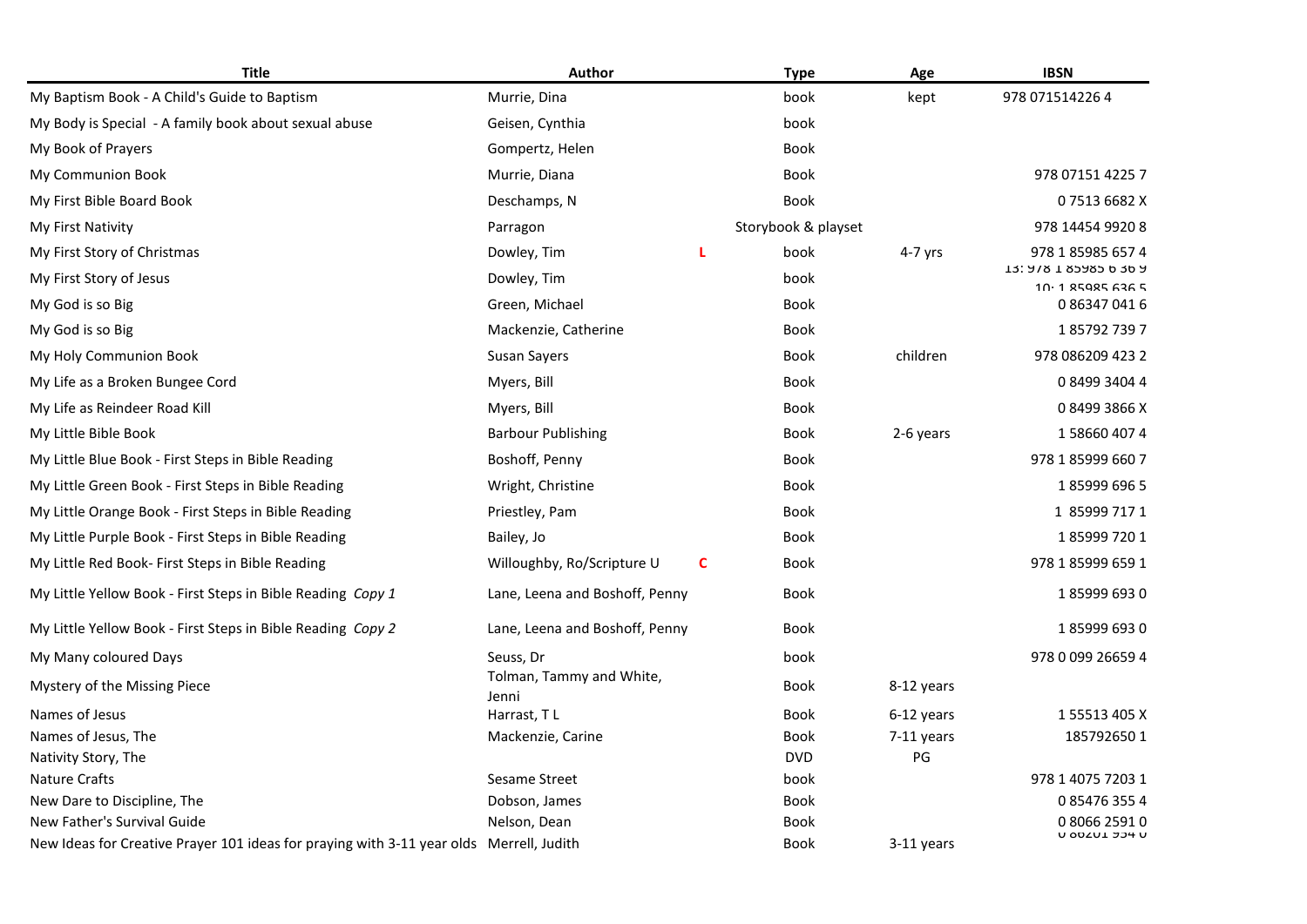| Title | Author | | Type | Age | IBSN |
|---|---|---|---|---|---|
| My Baptism Book - A Child's Guide to Baptism | Murrie, Dina | | book | kept | 978 071514226 4 |
| My Body is Special - A family book about sexual abuse | Geisen, Cynthia | | book | | |
| My Book of Prayers | Gompertz, Helen | | Book | | |
| My Communion Book | Murrie, Diana | | Book | | 978 07151 4225 7 |
| My First Bible Board Book | Deschamps, N | | Book | | 0 7513 6682 X |
| My First Nativity | Parragon | | Storybook & playset | | 978 14454 9920 8 |
| My First Story of Christmas | Dowley, Tim | L | book | 4-7 yrs | 978 1 85985 657 4 |
| My First Story of Jesus | Dowley, Tim | | book | | 13: 978 1 85985 636 9 10: 1 85985 636 5 |
| My God is so Big | Green, Michael | | Book | | 0 86347 041 6 |
| My God is so Big | Mackenzie, Catherine | | Book | | 1 85792 739 7 |
| My Holy Communion Book | Susan Sayers | | Book | children | 978 086209 423 2 |
| My Life as a Broken Bungee Cord | Myers, Bill | | Book | | 0 8499 3404 4 |
| My Life as Reindeer Road Kill | Myers, Bill | | Book | | 0 8499 3866 X |
| My Little Bible Book | Barbour Publishing | | Book | 2-6 years | 1 58660 407 4 |
| My Little Blue Book - First Steps in Bible Reading | Boshoff, Penny | | Book | | 978 1 85999 660 7 |
| My Little Green Book - First Steps in Bible Reading | Wright, Christine | | Book | | 1 85999 696 5 |
| My Little Orange Book - First Steps in Bible Reading | Priestley, Pam | | Book | | 1 85999 717 1 |
| My Little Purple Book - First Steps in Bible Reading | Bailey, Jo | | Book | | 1 85999 720 1 |
| My Little Red Book- First Steps in Bible Reading | Willoughby, Ro/Scripture U | C | Book | | 978 1 85999 659 1 |
| My Little Yellow Book - First Steps in Bible Reading *Copy 1* | Lane, Leena and Boshoff, Penny | | Book | | 1 85999 693 0 |
| My Little Yellow Book - First Steps in Bible Reading *Copy 2* | Lane, Leena and Boshoff, Penny | | Book | | 1 85999 693 0 |
| My Many coloured Days | Seuss, Dr | | book | | 978 0 099 26659 4 |
| Mystery of the Missing Piece | Tolman, Tammy and White, Jenni | | Book | 8-12 years | |
| Names of Jesus | Harrast, T L | | Book | 6-12 years | 1 55513 405 X |
| Names of Jesus, The | Mackenzie, Carine | | Book | 7-11 years | 185792650 1 |
| Nativity Story, The | | | DVD | PG | |
| Nature Crafts | Sesame Street | | book | | 978 1 4075 7203 1 |
| New Dare to Discipline, The | Dobson, James | | Book | | 0 85476 355 4 |
| New Father's Survival Guide | Nelson, Dean | | Book | | 0 8066 2591 0 |
| New Ideas for Creative Prayer 101 ideas for praying with 3-11 year olds | Merrell, Judith | | Book | 3-11 years | 0 86201 934 0 |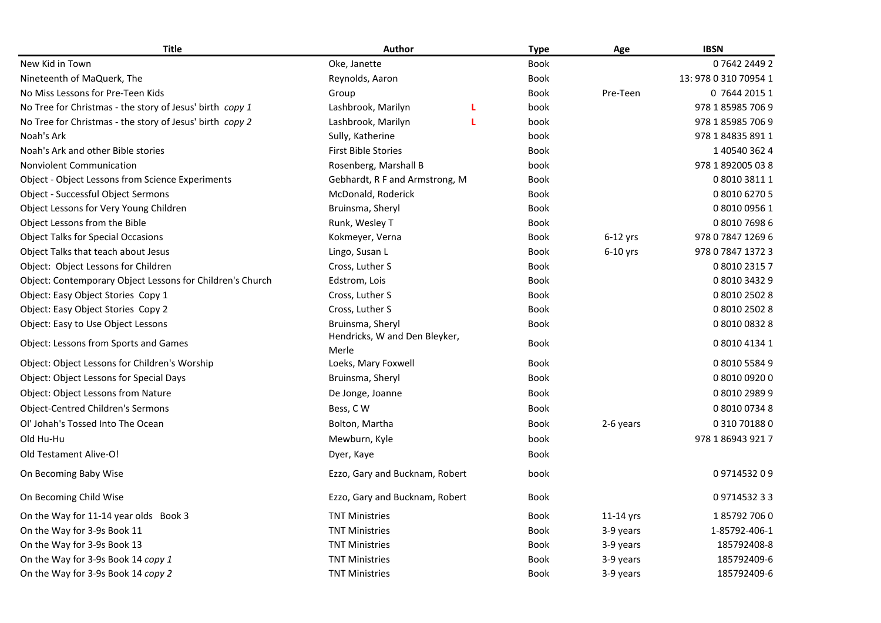| Title | Author | | Type | Age | IBSN |
|---|---|---|---|---|---|
| New Kid in Town | Oke, Janette | | Book | | 0 7642 2449 2 |
| Nineteenth of MaQuerk, The | Reynolds, Aaron | | Book | | 13: 978 0 310 70954 1 |
| No Miss Lessons for Pre-Teen Kids | Group | | Book | Pre-Teen | 0 7644 2015 1 |
| No Tree for Christmas - the story of Jesus' birth *copy 1* | Lashbrook, Marilyn | L | book | | 978 1 85985 706 9 |
| No Tree for Christmas - the story of Jesus' birth *copy 2* | Lashbrook, Marilyn | L | book | | 978 1 85985 706 9 |
| Noah's Ark | Sully, Katherine | | book | | 978 1 84835 891 1 |
| Noah's Ark and other Bible stories | First Bible Stories | | Book | | 1 40540 362 4 |
| Nonviolent Communication | Rosenberg, Marshall B | | book | | 978 1 892005 03 8 |
| Object - Object Lessons from Science Experiments | Gebhardt, R F and Armstrong, M | | Book | | 0 8010 3811 1 |
| Object - Successful Object Sermons | McDonald, Roderick | | Book | | 0 8010 6270 5 |
| Object Lessons for Very Young Children | Bruinsma, Sheryl | | Book | | 0 8010 0956 1 |
| Object Lessons from the Bible | Runk, Wesley T | | Book | | 0 8010 7698 6 |
| Object Talks for Special Occasions | Kokmeyer, Verna | | Book | 6-12 yrs | 978 0 7847 1269 6 |
| Object Talks that teach about Jesus | Lingo, Susan L | | Book | 6-10 yrs | 978 0 7847 1372 3 |
| Object: Object Lessons for Children | Cross, Luther S | | Book | | 0 8010 2315 7 |
| Object: Contemporary Object Lessons for Children's Church | Edstrom, Lois | | Book | | 0 8010 3432 9 |
| Object: Easy Object Stories Copy 1 | Cross, Luther S | | Book | | 0 8010 2502 8 |
| Object: Easy Object Stories Copy 2 | Cross, Luther S | | Book | | 0 8010 2502 8 |
| Object: Easy to Use Object Lessons | Bruinsma, Sheryl | | Book | | 0 8010 0832 8 |
| Object: Lessons from Sports and Games | Hendricks, W and Den Bleyker, Merle | | Book | | 0 8010 4134 1 |
| Object: Object Lessons for Children's Worship | Loeks, Mary Foxwell | | Book | | 0 8010 5584 9 |
| Object: Object Lessons for Special Days | Bruinsma, Sheryl | | Book | | 0 8010 0920 0 |
| Object: Object Lessons from Nature | De Jonge, Joanne | | Book | | 0 8010 2989 9 |
| Object-Centred Children's Sermons | Bess, C W | | Book | | 0 8010 0734 8 |
| Ol' Johah's Tossed Into The Ocean | Bolton, Martha | | Book | 2-6 years | 0 310 70188 0 |
| Old Hu-Hu | Mewburn, Kyle | | book | | 978 1 86943 921 7 |
| Old Testament Alive-O! | Dyer, Kaye | | Book | | |
| On Becoming Baby Wise | Ezzo, Gary and Bucknam, Robert | | book | | 0 9714532 0 9 |
| On Becoming Child Wise | Ezzo, Gary and Bucknam, Robert | | Book | | 0 9714532 3 3 |
| On the Way for 11-14 year olds Book 3 | TNT Ministries | | Book | 11-14 yrs | 1 85792 706 0 |
| On the Way for 3-9s Book 11 | TNT Ministries | | Book | 3-9 years | 1-85792-406-1 |
| On the Way for 3-9s Book 13 | TNT Ministries | | Book | 3-9 years | 185792408-8 |
| On the Way for 3-9s Book 14 *copy 1* | TNT Ministries | | Book | 3-9 years | 185792409-6 |
| On the Way for 3-9s Book 14 *copy 2* | TNT Ministries | | Book | 3-9 years | 185792409-6 |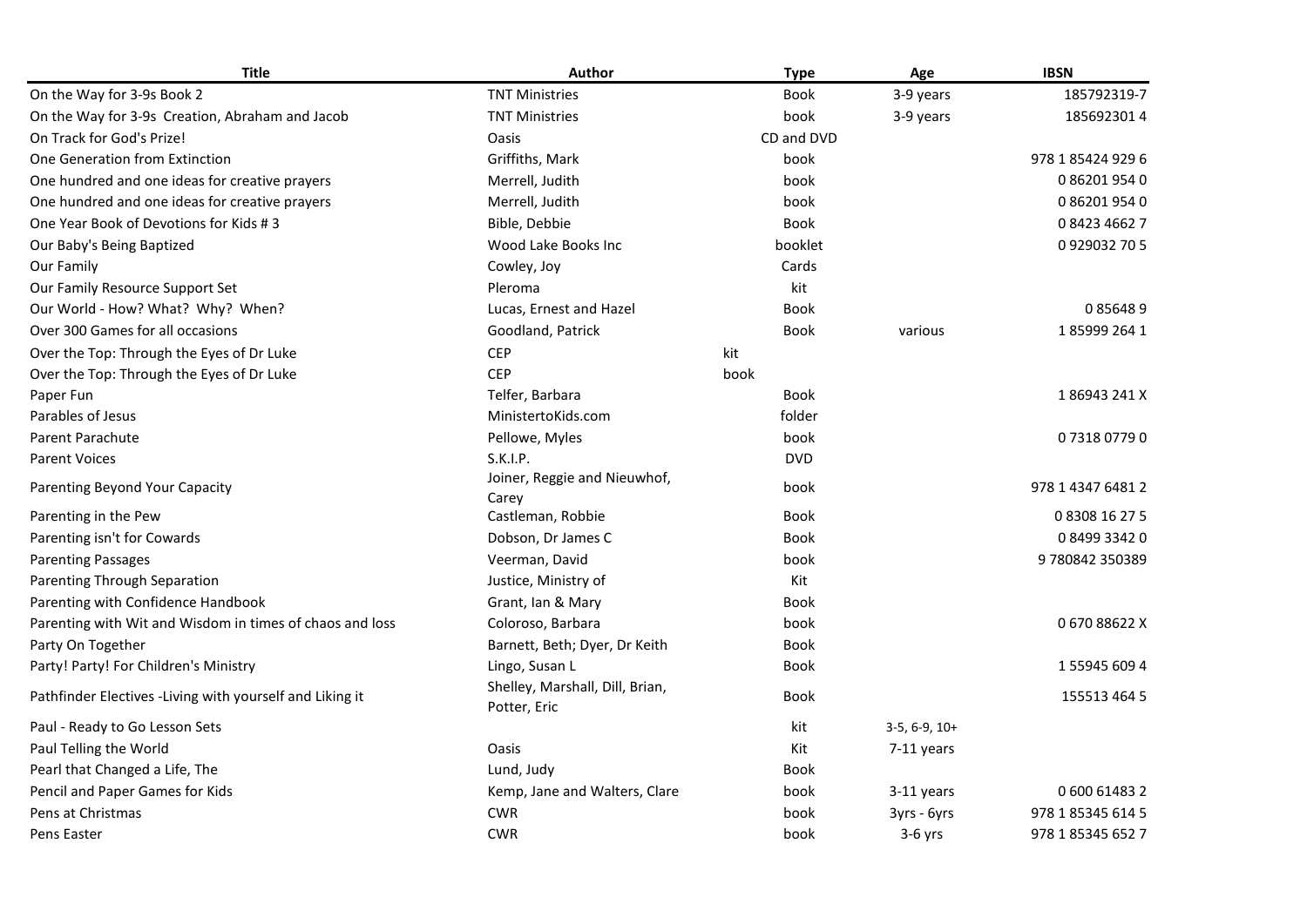| Title | Author | Type | Age | IBSN |
|---|---|---|---|---|
| On the Way for 3-9s Book 2 | TNT Ministries | Book | 3-9 years | 185792319-7 |
| On the Way for 3-9s Creation, Abraham and Jacob | TNT Ministries | book | 3-9 years | 185692301 4 |
| On Track for God's Prize! | Oasis | CD and DVD | | |
| One Generation from Extinction | Griffiths, Mark | book | | 978 1 85424 929 6 |
| One hundred and one ideas for creative prayers | Merrell, Judith | book | | 0 86201 954 0 |
| One hundred and one ideas for creative prayers | Merrell, Judith | book | | 0 86201 954 0 |
| One Year Book of Devotions for Kids # 3 | Bible, Debbie | Book | | 0 8423 4662 7 |
| Our Baby's Being Baptized | Wood Lake Books Inc | booklet | | 0 929032 70 5 |
| Our Family | Cowley, Joy | Cards | | |
| Our Family Resource Support Set | Pleroma | kit | | |
| Our World - How? What? Why? When? | Lucas, Ernest and Hazel | Book | | 0 85648 9 |
| Over 300 Games for all occasions | Goodland, Patrick | Book | various | 1 85999 264 1 |
| Over the Top: Through the Eyes of Dr Luke | CEP | kit | | |
| Over the Top: Through the Eyes of Dr Luke | CEP | book | | |
| Paper Fun | Telfer, Barbara | Book | | 1 86943 241 X |
| Parables of Jesus | MinistertoKids.com | folder | | |
| Parent Parachute | Pellowe, Myles | book | | 0 7318 0779 0 |
| Parent Voices | S.K.I.P. | DVD | | |
| Parenting Beyond Your Capacity | Joiner, Reggie and Nieuwhof, Carey | book | | 978 1 4347 6481 2 |
| Parenting in the Pew | Castleman, Robbie | Book | | 0 8308 16 27 5 |
| Parenting isn't for Cowards | Dobson, Dr James C | Book | | 0 8499 3342 0 |
| Parenting Passages | Veerman, David | book | | 9 780842 350389 |
| Parenting Through Separation | Justice, Ministry of | Kit | | |
| Parenting with Confidence Handbook | Grant, Ian & Mary | Book | | |
| Parenting with Wit and Wisdom in times of chaos and loss | Coloroso, Barbara | book | | 0 670 88622 X |
| Party On Together | Barnett, Beth; Dyer, Dr Keith | Book | | |
| Party! Party! For Children's Ministry | Lingo, Susan L | Book | | 1 55945 609 4 |
| Pathfinder Electives -Living with yourself and Liking it | Shelley, Marshall, Dill, Brian, Potter, Eric | Book | | 155513 464 5 |
| Paul - Ready to Go Lesson Sets | | kit | 3-5, 6-9, 10+ | |
| Paul Telling the World | Oasis | Kit | 7-11 years | |
| Pearl that Changed a Life, The | Lund, Judy | Book | | |
| Pencil and Paper Games for Kids | Kemp, Jane and Walters, Clare | book | 3-11 years | 0 600 61483 2 |
| Pens at Christmas | CWR | book | 3yrs - 6yrs | 978 1 85345 614 5 |
| Pens Easter | CWR | book | 3-6 yrs | 978 1 85345 652 7 |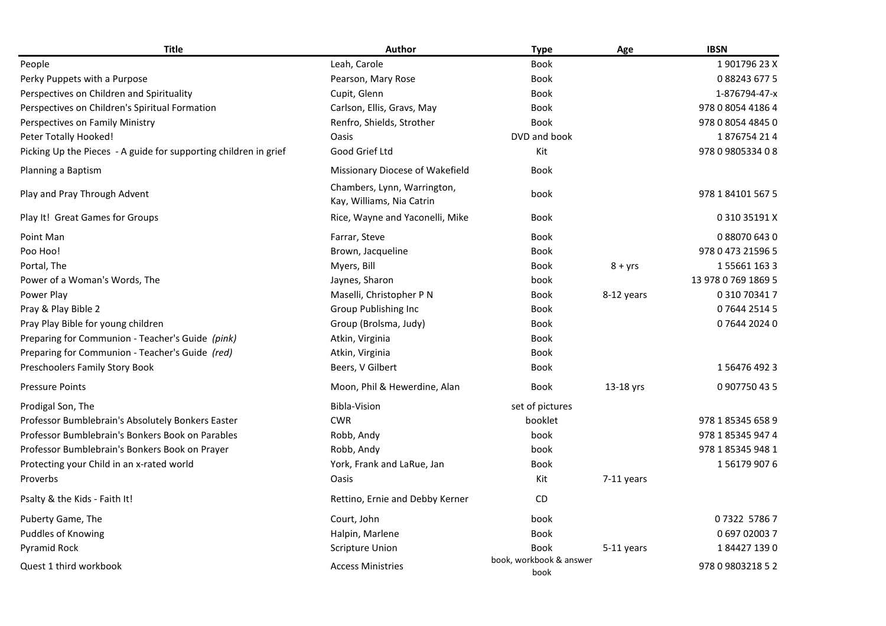| Title | Author | Type | Age | IBSN |
|---|---|---|---|---|
| People | Leah, Carole | Book | | 1 901796 23 X |
| Perky Puppets with a Purpose | Pearson, Mary Rose | Book | | 0 88243 677 5 |
| Perspectives on Children and Spirituality | Cupit, Glenn | Book | | 1-876794-47-x |
| Perspectives on Children's Spiritual Formation | Carlson, Ellis, Gravs, May | Book | | 978 0 8054 4186 4 |
| Perspectives on Family Ministry | Renfro, Shields, Strother | Book | | 978 0 8054 4845 0 |
| Peter Totally Hooked! | Oasis | DVD and book | | 1 876754 21 4 |
| Picking Up the Pieces - A guide for supporting children in grief | Good Grief Ltd | Kit | | 978 0 9805334 0 8 |
| Planning a Baptism | Missionary Diocese of Wakefield | Book | | |
| Play and Pray Through Advent | Chambers, Lynn, Warrington, Kay, Williams, Nia Catrin | book | | 978 1 84101 567 5 |
| Play It! Great Games for Groups | Rice, Wayne and Yaconelli, Mike | Book | | 0 310 35191 X |
| Point Man | Farrar, Steve | Book | | 0 88070 643 0 |
| Poo Hoo! | Brown, Jacqueline | Book | | 978 0 473 21596 5 |
| Portal, The | Myers, Bill | Book | 8 + yrs | 1 55661 163 3 |
| Power of a Woman's Words, The | Jaynes, Sharon | book | | 13 978 0 769 1869 5 |
| Power Play | Maselli, Christopher P N | Book | 8-12 years | 0 310 70341 7 |
| Pray & Play Bible 2 | Group Publishing Inc | Book | | 0 7644 2514 5 |
| Pray Play Bible for young children | Group (Brolsma, Judy) | Book | | 0 7644 2024 0 |
| Preparing for Communion - Teacher's Guide *(pink)* | Atkin, Virginia | Book | | |
| Preparing for Communion - Teacher's Guide *(red)* | Atkin, Virginia | Book | | |
| Preschoolers Family Story Book | Beers, V Gilbert | Book | | 1 56476 492 3 |
| Pressure Points | Moon, Phil & Hewerdine, Alan | Book | 13-18 yrs | 0 907750 43 5 |
| Prodigal Son, The | Bibla-Vision | set of pictures | | |
| Professor Bumblebrain's Absolutely Bonkers Easter | CWR | booklet | | 978 1 85345 658 9 |
| Professor Bumblebrain's Bonkers Book on Parables | Robb, Andy | book | | 978 1 85345 947 4 |
| Professor Bumblebrain's Bonkers Book on Prayer | Robb, Andy | book | | 978 1 85345 948 1 |
| Protecting your Child in an x-rated world | York, Frank and LaRue, Jan | Book | | 1 56179 907 6 |
| Proverbs | Oasis | Kit | 7-11 years | |
| Psalty & the Kids - Faith It! | Rettino, Ernie and Debby Kerner | CD | | |
| Puberty Game, The | Court, John | book | | 0 7322 5786 7 |
| Puddles of Knowing | Halpin, Marlene | Book | | 0 697 02003 7 |
| Pyramid Rock | Scripture Union | Book | 5-11 years | 1 84427 139 0 |
| Quest 1 third workbook | Access Ministries | book, workbook & answer book | | 978 0 9803218 5 2 |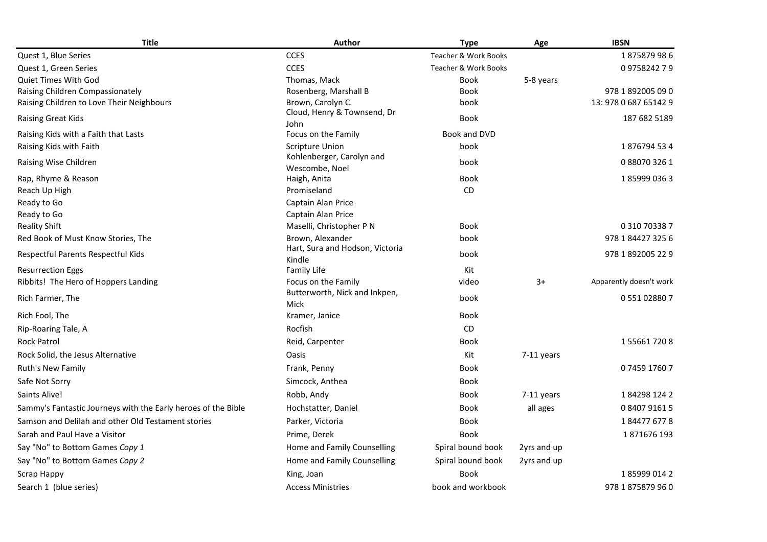| Title | Author | Type | Age | IBSN |
|---|---|---|---|---|
| Quest 1, Blue Series | CCES | Teacher & Work Books | | 1 875879 98 6 |
| Quest 1, Green Series | CCES | Teacher & Work Books | | 0 9758242 7 9 |
| Quiet Times With God | Thomas, Mack | Book | 5-8 years | |
| Raising Children Compassionately | Rosenberg, Marshall B | Book | | 978 1 892005 09 0 |
| Raising Children to Love Their Neighbours | Brown, Carolyn C. | book | | 13: 978 0 687 65142 9 |
| Raising Great Kids | Cloud, Henry & Townsend, Dr John | Book | | 187 682 5189 |
| Raising Kids with a Faith that Lasts | Focus on the Family | Book and DVD | | |
| Raising Kids with Faith | Scripture Union | book | | 1 876794 53 4 |
| Raising Wise Children | Kohlenberger, Carolyn and Wescombe, Noel | book | | 0 88070 326 1 |
| Rap, Rhyme & Reason | Haigh, Anita | Book | | 1 85999 036 3 |
| Reach Up High | Promiseland | CD | | |
| Ready to Go | Captain Alan Price | | | |
| Ready to Go | Captain Alan Price | | | |
| Reality Shift | Maselli, Christopher P N | Book | | 0 310 70338 7 |
| Red Book of Must Know Stories, The | Brown, Alexander | book | | 978 1 84427 325 6 |
| Respectful Parents Respectful Kids | Hart, Sura and Hodson, Victoria Kindle | book | | 978 1 892005 22 9 |
| Resurrection Eggs | Family Life | Kit | | |
| Ribbits! The Hero of Hoppers Landing | Focus on the Family | video | 3+ | Apparently doesn't work |
| Rich Farmer, The | Butterworth, Nick and Inkpen, Mick | book | | 0 551 02880 7 |
| Rich Fool, The | Kramer, Janice | Book | | |
| Rip-Roaring Tale, A | Rocfish | CD | | |
| Rock Patrol | Reid, Carpenter | Book | | 1 55661 720 8 |
| Rock Solid, the Jesus Alternative | Oasis | Kit | 7-11 years | |
| Ruth's New Family | Frank, Penny | Book | | 0 7459 1760 7 |
| Safe Not Sorry | Simcock, Anthea | Book | | |
| Saints Alive! | Robb, Andy | Book | 7-11 years | 1 84298 124 2 |
| Sammy's Fantastic Journeys with the Early heroes of the Bible | Hochstatter, Daniel | Book | all ages | 0 8407 9161 5 |
| Samson and Delilah and other Old Testament stories | Parker, Victoria | Book | | 1 84477 677 8 |
| Sarah and Paul Have a Visitor | Prime, Derek | Book | | 1 871676 193 |
| Say "No" to Bottom Games *Copy 1* | Home and Family Counselling | Spiral bound book | 2yrs and up | |
| Say "No" to Bottom Games *Copy 2* | Home and Family Counselling | Spiral bound book | 2yrs and up | |
| Scrap Happy | King, Joan | Book | | 1 85999 014 2 |
| Search 1 (blue series) | Access Ministries | book and workbook | | 978 1 875879 96 0 |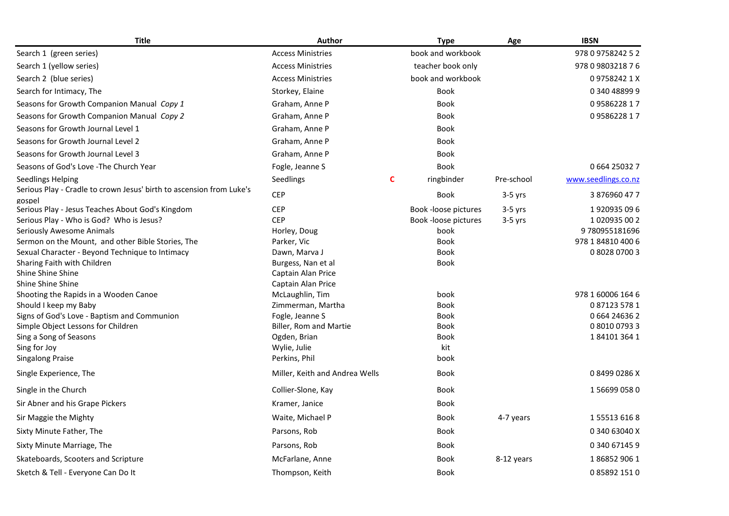| Title | Author | | Type | Age | IBSN |
|---|---|---|---|---|---|
| Search 1  (green series) | Access Ministries | | book and workbook | | 978 0 9758242 5 2 |
| Search 1 (yellow series) | Access Ministries | | teacher book only | | 978 0 9803218 7 6 |
| Search 2  (blue series) | Access Ministries | | book and workbook | | 0 9758242 1 X |
| Search for Intimacy, The | Storkey, Elaine | | Book | | 0 340 48899 9 |
| Seasons for Growth Companion Manual  *Copy 1* | Graham, Anne P | | Book | | 0 9586228 1 7 |
| Seasons for Growth Companion Manual  *Copy 2* | Graham, Anne P | | Book | | 0 9586228 1 7 |
| Seasons for Growth Journal Level 1 | Graham, Anne P | | Book | | |
| Seasons for Growth Journal Level 2 | Graham, Anne P | | Book | | |
| Seasons for Growth Journal Level 3 | Graham, Anne P | | Book | | |
| Seasons of God's Love -The Church Year | Fogle, Jeanne S | | Book | | 0 664 25032 7 |
| Seedlings Helping | Seedlings | C | ringbinder | Pre-school | www.seedlings.co.nz |
| Serious Play - Cradle to crown Jesus' birth to ascension from Luke's gospel | CEP | | Book | 3-5 yrs | 3 876960 47 7 |
| Serious Play - Jesus Teaches About God's Kingdom | CEP | | Book -loose pictures | 3-5 yrs | 1 920935 09 6 |
| Serious Play - Who is God?  Who is Jesus? | CEP | | Book -loose pictures | 3-5 yrs | 1 020935 00 2 |
| Seriously Awesome Animals | Horley, Doug | | book | | 9 780955181696 |
| Sermon on the Mount,  and other Bible Stories, The | Parker, Vic | | Book | | 978 1 84810 400 6 |
| Sexual Character - Beyond Technique to Intimacy | Dawn, Marva J | | Book | | 0 8028 0700 3 |
| Sharing Faith with Children | Burgess, Nan et al | | Book | | |
| Shine Shine Shine | Captain Alan Price | | | | |
| Shine Shine Shine | Captain Alan Price | | | | |
| Shooting the Rapids in a Wooden Canoe | McLaughlin, Tim | | book | | 978 1 60006 164 6 |
| Should I keep my Baby | Zimmerman, Martha | | Book | | 0 87123 578 1 |
| Signs of God's Love - Baptism and Communion | Fogle, Jeanne S | | Book | | 0 664 24636 2 |
| Simple Object Lessons for Children | Biller, Rom and Martie | | Book | | 0 8010 0793 3 |
| Sing a Song of Seasons | Ogden, Brian | | Book | | 1 84101 364 1 |
| Sing for Joy | Wylie, Julie | | kit | | |
| Singalong Praise | Perkins, Phil | | book | | |
| Single Experience, The | Miller, Keith and Andrea Wells | | Book | | 0 8499 0286 X |
| Single in the Church | Collier-Slone, Kay | | Book | | 1 56699 058 0 |
| Sir Abner and his Grape Pickers | Kramer, Janice | | Book | | |
| Sir Maggie the Mighty | Waite, Michael P | | Book | 4-7 years | 1 55513 616 8 |
| Sixty Minute Father, The | Parsons, Rob | | Book | | 0 340 63040 X |
| Sixty Minute Marriage, The | Parsons, Rob | | Book | | 0 340 67145 9 |
| Skateboards, Scooters and Scripture | McFarlane, Anne | | Book | 8-12 years | 1 86852 906 1 |
| Sketch & Tell - Everyone Can Do It | Thompson, Keith | | Book | | 0 85892 151 0 |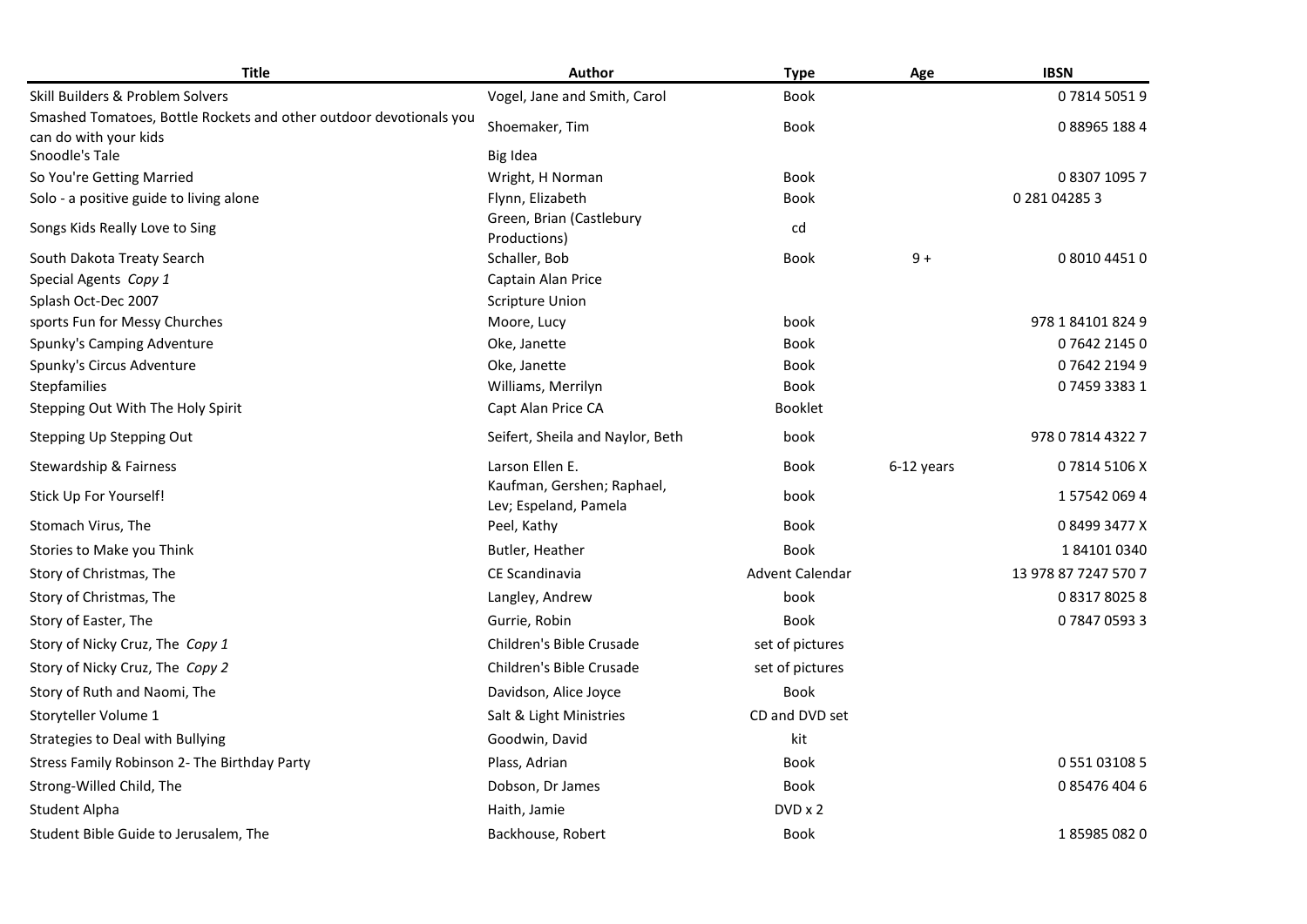| Title | Author | Type | Age | IBSN |
|---|---|---|---|---|
| Skill Builders & Problem Solvers | Vogel, Jane and Smith, Carol | Book | | 0 7814 5051 9 |
| Smashed Tomatoes, Bottle Rockets and other outdoor devotionals you can do with your kids | Shoemaker, Tim | Book | | 0 88965 188 4 |
| Snoodle's Tale | Big Idea | | | |
| So You're Getting Married | Wright, H Norman | Book | | 0 8307 1095 7 |
| Solo - a positive guide to living alone | Flynn, Elizabeth | Book | | 0 281 04285 3 |
| Songs Kids Really Love to Sing | Green, Brian (Castlebury Productions) | cd | | |
| South Dakota Treaty Search | Schaller, Bob | Book | 9 + | 0 8010 4451 0 |
| Special Agents *Copy 1* | Captain Alan Price | | | |
| Splash Oct-Dec 2007 | Scripture Union | | | |
| sports Fun for Messy Churches | Moore, Lucy | book | | 978 1 84101 824 9 |
| Spunky's Camping Adventure | Oke, Janette | Book | | 0 7642 2145 0 |
| Spunky's Circus Adventure | Oke, Janette | Book | | 0 7642 2194 9 |
| Stepfamilies | Williams, Merrilyn | Book | | 0 7459 3383 1 |
| Stepping Out With The Holy Spirit | Capt Alan Price CA | Booklet | | |
| Stepping Up Stepping Out | Seifert, Sheila and Naylor, Beth | book | | 978 0 7814 4322 7 |
| Stewardship & Fairness | Larson Ellen E. | Book | 6-12 years | 0 7814 5106 X |
| Stick Up For Yourself! | Kaufman, Gershen; Raphael, Lev; Espeland, Pamela | book | | 1 57542 069 4 |
| Stomach Virus, The | Peel, Kathy | Book | | 0 8499 3477 X |
| Stories to Make you Think | Butler, Heather | Book | | 1 84101 0340 |
| Story of Christmas, The | CE Scandinavia | Advent Calendar | | 13 978 87 7247 570 7 |
| Story of Christmas, The | Langley, Andrew | book | | 0 8317 8025 8 |
| Story of Easter, The | Gurrie, Robin | Book | | 0 7847 0593 3 |
| Story of Nicky Cruz, The *Copy 1* | Children's Bible Crusade | set of pictures | | |
| Story of Nicky Cruz, The *Copy 2* | Children's Bible Crusade | set of pictures | | |
| Story of Ruth and Naomi, The | Davidson, Alice Joyce | Book | | |
| Storyteller Volume 1 | Salt & Light Ministries | CD and DVD set | | |
| Strategies to Deal with Bullying | Goodwin, David | kit | | |
| Stress Family Robinson 2- The Birthday Party | Plass, Adrian | Book | | 0 551 03108 5 |
| Strong-Willed Child, The | Dobson, Dr James | Book | | 0 85476 404 6 |
| Student Alpha | Haith, Jamie | DVD x 2 | | |
| Student Bible Guide to Jerusalem, The | Backhouse, Robert | Book | | 1 85985 082 0 |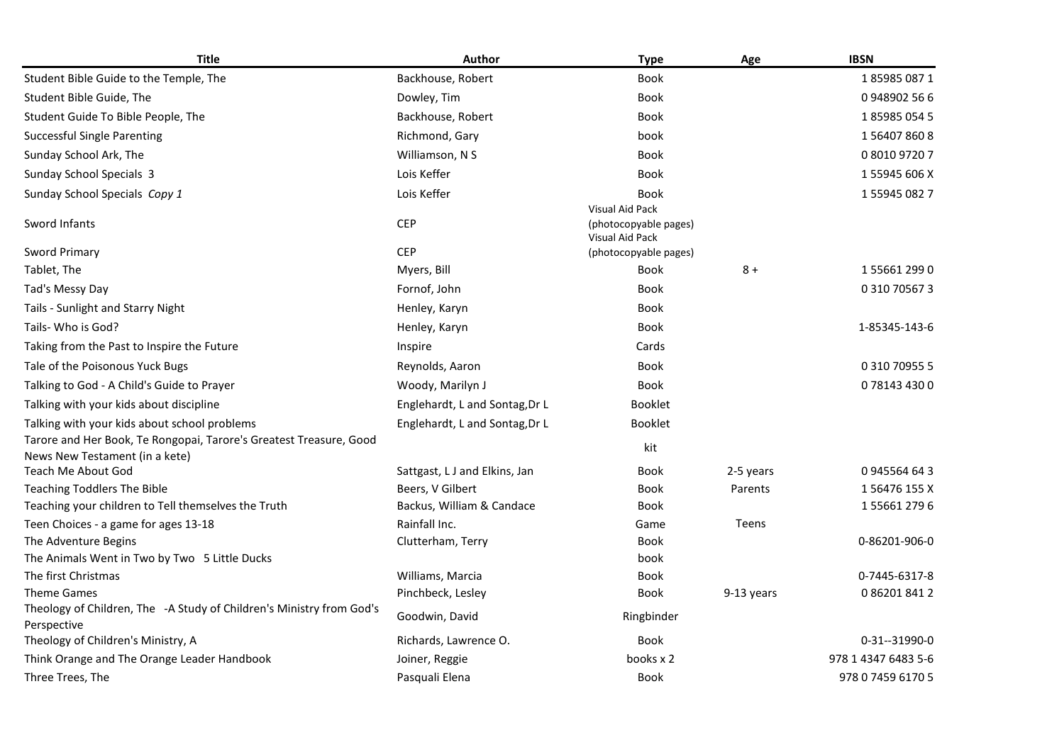| Title | Author | Type | Age | IBSN |
| --- | --- | --- | --- | --- |
| Student Bible Guide to the Temple, The | Backhouse, Robert | Book | | 1 85985 087 1 |
| Student Bible Guide, The | Dowley, Tim | Book | | 0 948902 56 6 |
| Student Guide To Bible People, The | Backhouse, Robert | Book | | 1 85985 054 5 |
| Successful Single Parenting | Richmond, Gary | book | | 1 56407 860 8 |
| Sunday School Ark, The | Williamson, N S | Book | | 0 8010 9720 7 |
| Sunday School Specials 3 | Lois Keffer | Book | | 1 55945 606 X |
| Sunday School Specials *Copy 1* | Lois Keffer | Book | | 1 55945 082 7 |
| Sword Infants | CEP | Visual Aid Pack (photocopyable pages) | | |
| Sword Primary | CEP | Visual Aid Pack (photocopyable pages) | | |
| Tablet, The | Myers, Bill | Book | 8 + | 1 55661 299 0 |
| Tad's Messy Day | Fornof, John | Book | | 0 310 70567 3 |
| Tails - Sunlight and Starry Night | Henley, Karyn | Book | | |
| Tails- Who is God? | Henley, Karyn | Book | | 1-85345-143-6 |
| Taking from the Past to Inspire the Future | Inspire | Cards | | |
| Tale of the Poisonous Yuck Bugs | Reynolds, Aaron | Book | | 0 310 70955 5 |
| Talking to God - A Child's Guide to Prayer | Woody, Marilyn J | Book | | 0 78143 430 0 |
| Talking with your kids about discipline | Englehardt, L and Sontag,Dr L | Booklet | | |
| Talking with your kids about school problems | Englehardt, L and Sontag,Dr L | Booklet | | |
| Tarore and Her Book, Te Rongopai, Tarore's Greatest Treasure, Good News New Testament (in a kete) | | kit | | |
| Teach Me About God | Sattgast, L J and Elkins, Jan | Book | 2-5 years | 0 945564 64 3 |
| Teaching Toddlers The Bible | Beers, V Gilbert | Book | Parents | 1 56476 155 X |
| Teaching your children to Tell themselves the Truth | Backus, William & Candace | Book | | 1 55661 279 6 |
| Teen Choices - a game for ages 13-18 | Rainfall Inc. | Game | Teens | |
| The Adventure Begins | Clutterham, Terry | Book | | 0-86201-906-0 |
| The Animals Went in Two by Two 5 Little Ducks | | book | | |
| The first Christmas | Williams, Marcia | Book | | 0-7445-6317-8 |
| Theme Games | Pinchbeck, Lesley | Book | 9-13 years | 0 86201 841 2 |
| Theology of Children, The -A Study of Children's Ministry from God's Perspective | Goodwin, David | Ringbinder | | |
| Theology of Children's Ministry, A | Richards, Lawrence O. | Book | | 0-31--31990-0 |
| Think Orange and The Orange Leader Handbook | Joiner, Reggie | books x 2 | | 978 1 4347 6483 5-6 |
| Three Trees, The | Pasquali Elena | Book | | 978 0 7459 6170 5 |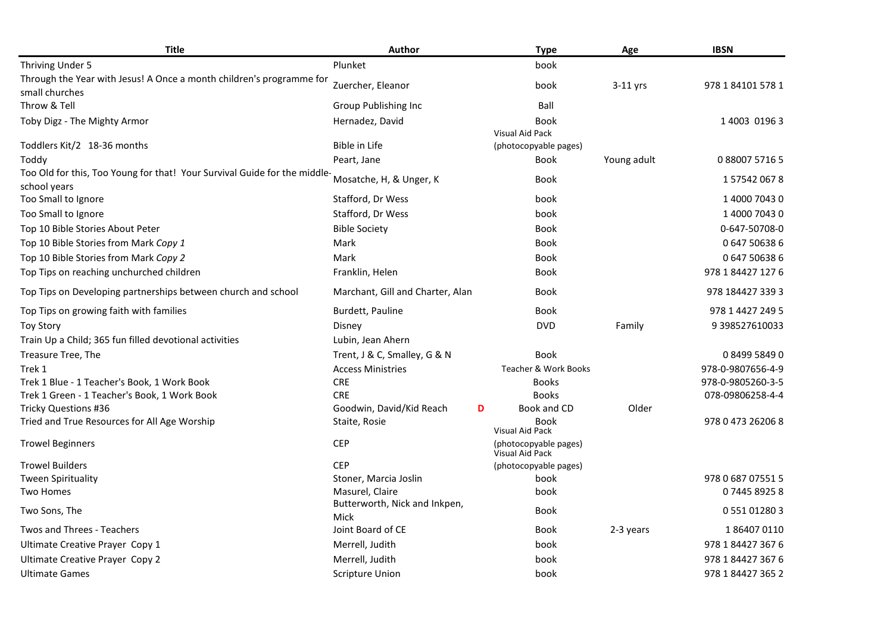| Title | Author | | Type | Age | IBSN |
|---|---|---|---|---|---|
| Thriving Under 5 | Plunket | | book | | |
| Through the Year with Jesus! A Once a month children's programme for small churches | Zuercher, Eleanor | | book | 3-11 yrs | 978 1 84101 578 1 |
| Throw & Tell | Group Publishing Inc | | Ball | | |
| Toby Digz - The Mighty Armor | Hernadez, David | | Book | | 1 4003 0196 3 |
| Toddlers Kit/2 18-36 months | Bible in Life | | Visual Aid Pack (photocopyable pages) | | |
| Toddy | Peart, Jane | | Book | Young adult | 0 88007 5716 5 |
| Too Old for this, Too Young for that! Your Survival Guide for the middle-school years | Mosatche, H, & Unger, K | | Book | | 1 57542 067 8 |
| Too Small to Ignore | Stafford, Dr Wess | | book | | 1 4000 7043 0 |
| Too Small to Ignore | Stafford, Dr Wess | | book | | 1 4000 7043 0 |
| Top 10 Bible Stories About Peter | Bible Society | | Book | | 0-647-50708-0 |
| Top 10 Bible Stories from Mark *Copy 1* | Mark | | Book | | 0 647 50638 6 |
| Top 10 Bible Stories from Mark *Copy 2* | Mark | | Book | | 0 647 50638 6 |
| Top Tips on reaching unchurched children | Franklin, Helen | | Book | | 978 1 84427 127 6 |
| Top Tips on Developing partnerships between church and school | Marchant, Gill and Charter, Alan | | Book | | 978 184427 339 3 |
| Top Tips on growing faith with families | Burdett, Pauline | | Book | | 978 1 4427 249 5 |
| Toy Story | Disney | | DVD | Family | 9 398527610033 |
| Train Up a Child; 365 fun filled devotional activities | Lubin, Jean Ahern | | | | |
| Treasure Tree, The | Trent, J & C, Smalley, G & N | | Book | | 0 8499 5849 0 |
| Trek 1 | Access Ministries | | Teacher & Work Books | | 978-0-9807656-4-9 |
| Trek 1 Blue - 1 Teacher's Book, 1 Work Book | CRE | | Books | | 978-0-9805260-3-5 |
| Trek 1 Green - 1 Teacher's Book, 1 Work Book | CRE | | Books | | 078-09806258-4-4 |
| Tricky Questions #36 | Goodwin, David/Kid Reach | D | Book and CD | Older | |
| Tried and True Resources for All Age Worship | Staite, Rosie | | Book | | 978 0 473 26206 8 |
| Trowel Beginners | CEP | | Visual Aid Pack (photocopyable pages) | | |
| Trowel Builders | CEP | | Visual Aid Pack (photocopyable pages) | | |
| Tween Spirituality | Stoner, Marcia Joslin | | book | | 978 0 687 07551 5 |
| Two Homes | Masurel, Claire | | book | | 0 7445 8925 8 |
| Two Sons, The | Butterworth, Nick and Inkpen, Mick | | Book | | 0 551 01280 3 |
| Twos and Threes - Teachers | Joint Board of CE | | Book | 2-3 years | 1 86407 0110 |
| Ultimate Creative Prayer Copy 1 | Merrell, Judith | | book | | 978 1 84427 367 6 |
| Ultimate Creative Prayer Copy 2 | Merrell, Judith | | book | | 978 1 84427 367 6 |
| Ultimate Games | Scripture Union | | book | | 978 1 84427 365 2 |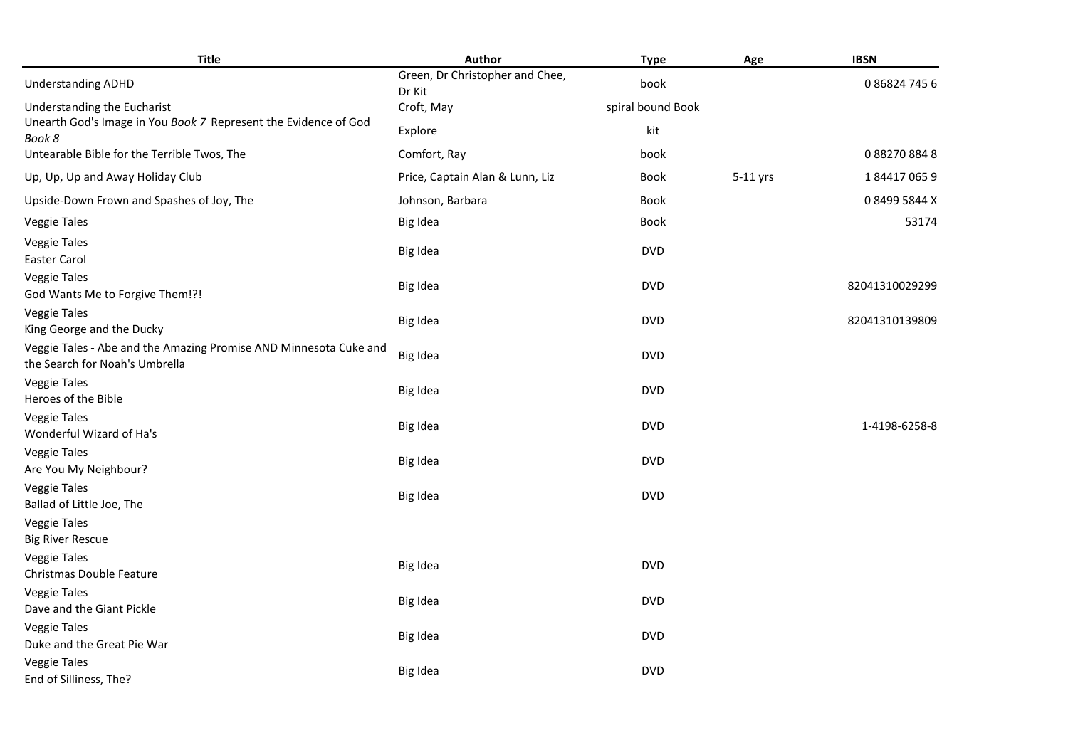| Title | Author | Type | Age | IBSN |
|---|---|---|---|---|
| Understanding ADHD | Green, Dr Christopher and Chee, Dr Kit | book | | 0 86824 745 6 |
| Understanding the Eucharist | Croft, May | spiral bound Book | | |
| Unearth God's Image in You *Book 7* Represent the Evidence of God *Book 8* | Explore | kit | | |
| Untearable Bible for the Terrible Twos, The | Comfort, Ray | book | | 0 88270 884 8 |
| Up, Up, Up and Away Holiday Club | Price, Captain Alan & Lunn, Liz | Book | 5-11 yrs | 1 84417 065 9 |
| Upside-Down Frown and Spashes of Joy, The | Johnson, Barbara | Book | | 0 8499 5844 X |
| Veggie Tales | Big Idea | Book | | 53174 |
| Veggie Tales<br>Easter Carol | Big Idea | DVD | | |
| Veggie Tales<br>God Wants Me to Forgive Them!?! | Big Idea | DVD | | 82041310029299 |
| Veggie Tales<br>King George and the Ducky | Big Idea | DVD | | 82041310139809 |
| Veggie Tales - Abe and the Amazing Promise AND Minnesota Cuke and the Search for Noah's Umbrella | Big Idea | DVD | | |
| Veggie Tales<br>Heroes of the Bible | Big Idea | DVD | | |
| Veggie Tales<br>Wonderful Wizard of Ha's | Big Idea | DVD | | 1-4198-6258-8 |
| Veggie Tales<br>Are You My Neighbour? | Big Idea | DVD | | |
| Veggie Tales<br>Ballad of Little Joe, The | Big Idea | DVD | | |
| Veggie Tales<br>Big River Rescue | | | | |
| Veggie Tales<br>Christmas Double Feature | Big Idea | DVD | | |
| Veggie Tales<br>Dave and the Giant Pickle | Big Idea | DVD | | |
| Veggie Tales<br>Duke and the Great Pie War | Big Idea | DVD | | |
| Veggie Tales<br>End of Silliness, The? | Big Idea | DVD | | |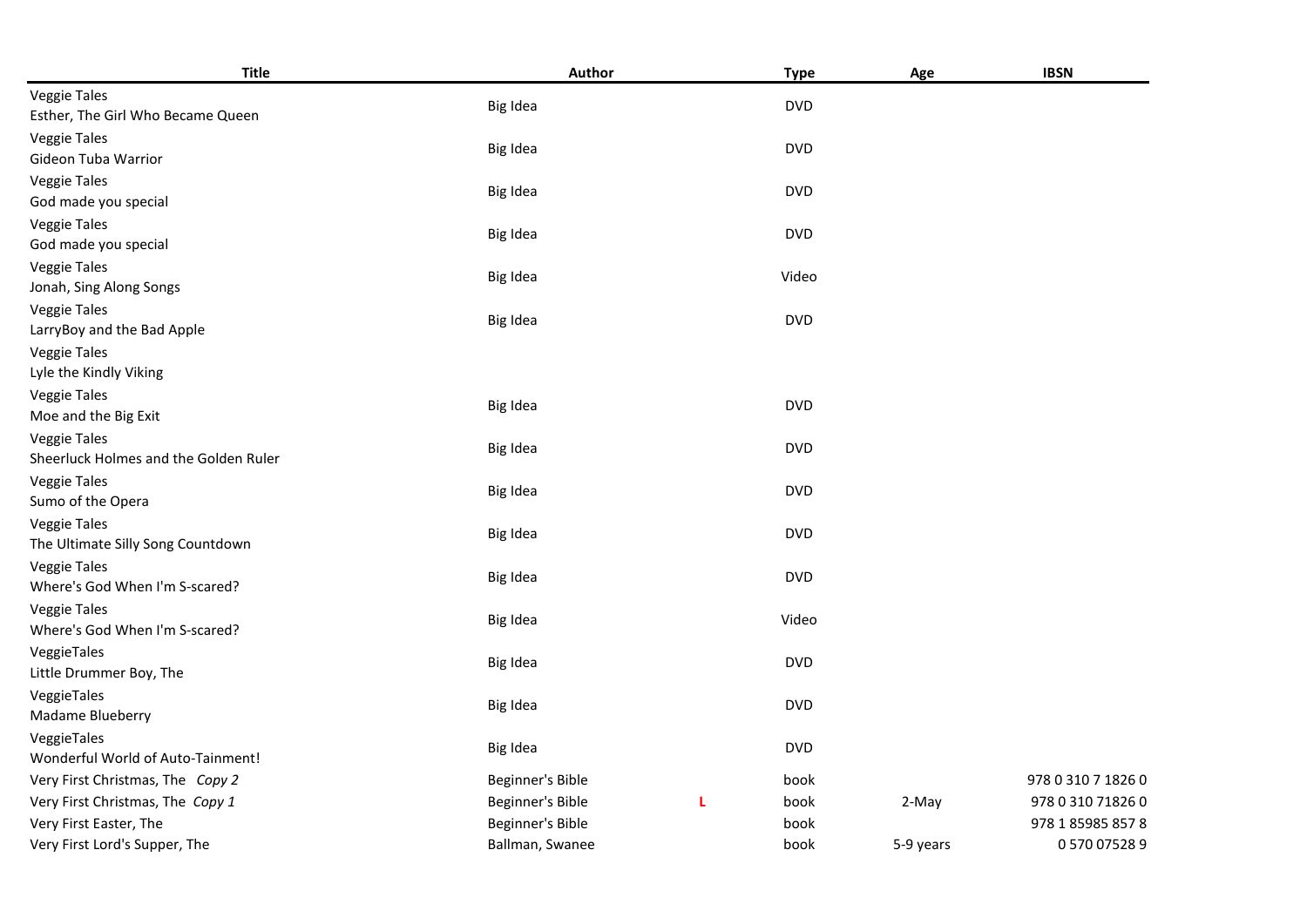| Title | Author | | Type | Age | IBSN |
|---|---|---|---|---|---|
| Veggie Tales<br>Esther, The Girl Who Became Queen | Big Idea | | DVD | | |
| Veggie Tales<br>Gideon Tuba Warrior | Big Idea | | DVD | | |
| Veggie Tales<br>God made you special | Big Idea | | DVD | | |
| Veggie Tales<br>God made you special | Big Idea | | DVD | | |
| Veggie Tales<br>Jonah, Sing Along Songs | Big Idea | | Video | | |
| Veggie Tales<br>LarryBoy and the Bad Apple | Big Idea | | DVD | | |
| Veggie Tales<br>Lyle the Kindly Viking | | | | | |
| Veggie Tales<br>Moe and the Big Exit | Big Idea | | DVD | | |
| Veggie Tales<br>Sheerluck Holmes and the Golden Ruler | Big Idea | | DVD | | |
| Veggie Tales<br>Sumo of the Opera | Big Idea | | DVD | | |
| Veggie Tales<br>The Ultimate Silly Song Countdown | Big Idea | | DVD | | |
| Veggie Tales<br>Where's God When I'm S-scared? | Big Idea | | DVD | | |
| Veggie Tales<br>Where's God When I'm S-scared? | Big Idea | | Video | | |
| VeggieTales<br>Little Drummer Boy, The | Big Idea | | DVD | | |
| VeggieTales<br>Madame Blueberry | Big Idea | | DVD | | |
| VeggieTales<br>Wonderful World of Auto-Tainment! | Big Idea | | DVD | | |
| Very First Christmas, The *Copy 2* | Beginner's Bible | | book | | 978 0 310 7 1826 0 |
| Very First Christmas, The *Copy 1* | Beginner's Bible | **L** | book | 2-May | 978 0 310 71826 0 |
| Very First Easter, The | Beginner's Bible | | book | | 978 1 85985 857 8 |
| Very First Lord's Supper, The | Ballman, Swanee | | book | 5-9 years | 0 570 07528 9 |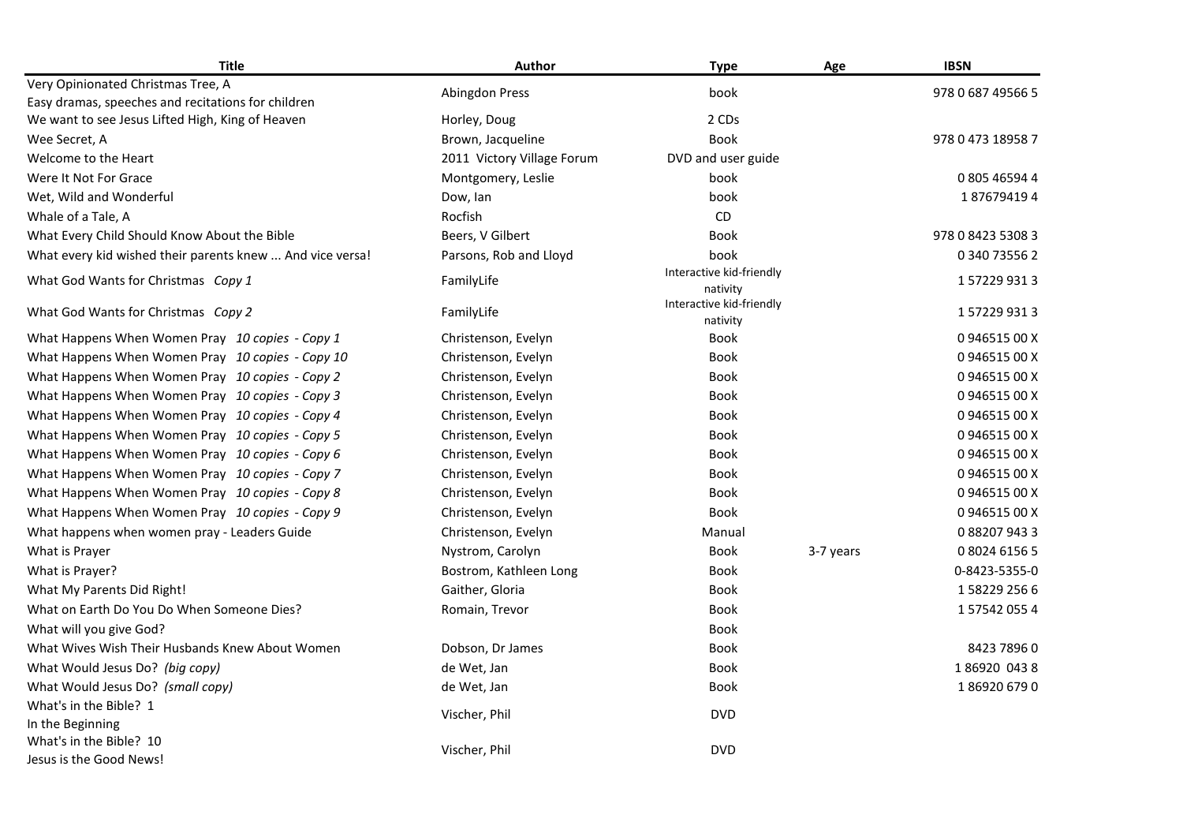| Title | Author | Type | Age | IBSN |
|---|---|---|---|---|
| Very Opinionated Christmas Tree, A<br>Easy dramas, speeches and recitations for children | Abingdon Press | book | | 978 0 687 49566 5 |
| We want to see Jesus Lifted High, King of Heaven | Horley, Doug | 2 CDs | | |
| Wee Secret, A | Brown, Jacqueline | Book | | 978 0 473 18958 7 |
| Welcome to the Heart | 2011 Victory Village Forum | DVD and user guide | | |
| Were It Not For Grace | Montgomery, Leslie | book | | 0 805 46594 4 |
| Wet, Wild and Wonderful | Dow, Ian | book | | 1 87679419 4 |
| Whale of a Tale, A | Rocfish | CD | | |
| What Every Child Should Know About the Bible | Beers, V Gilbert | Book | | 978 0 8423 5308 3 |
| What every kid wished their parents knew ... And vice versa! | Parsons, Rob and Lloyd | book | | 0 340 73556 2 |
| What God Wants for Christmas *Copy 1* | FamilyLife | Interactive kid-friendly nativity | | 1 57229 931 3 |
| What God Wants for Christmas *Copy 2* | FamilyLife | Interactive kid-friendly nativity | | 1 57229 931 3 |
| What Happens When Women Pray *10 copies - Copy 1* | Christenson, Evelyn | Book | | 0 946515 00 X |
| What Happens When Women Pray *10 copies - Copy 10* | Christenson, Evelyn | Book | | 0 946515 00 X |
| What Happens When Women Pray *10 copies - Copy 2* | Christenson, Evelyn | Book | | 0 946515 00 X |
| What Happens When Women Pray *10 copies - Copy 3* | Christenson, Evelyn | Book | | 0 946515 00 X |
| What Happens When Women Pray *10 copies - Copy 4* | Christenson, Evelyn | Book | | 0 946515 00 X |
| What Happens When Women Pray *10 copies - Copy 5* | Christenson, Evelyn | Book | | 0 946515 00 X |
| What Happens When Women Pray *10 copies - Copy 6* | Christenson, Evelyn | Book | | 0 946515 00 X |
| What Happens When Women Pray *10 copies - Copy 7* | Christenson, Evelyn | Book | | 0 946515 00 X |
| What Happens When Women Pray *10 copies - Copy 8* | Christenson, Evelyn | Book | | 0 946515 00 X |
| What Happens When Women Pray *10 copies - Copy 9* | Christenson, Evelyn | Book | | 0 946515 00 X |
| What happens when women pray - Leaders Guide | Christenson, Evelyn | Manual | | 0 88207 943 3 |
| What is Prayer | Nystrom, Carolyn | Book | 3-7 years | 0 8024 6156 5 |
| What is Prayer? | Bostrom, Kathleen Long | Book | | 0-8423-5355-0 |
| What My Parents Did Right! | Gaither, Gloria | Book | | 1 58229 256 6 |
| What on Earth Do You Do When Someone Dies? | Romain, Trevor | Book | | 1 57542 055 4 |
| What will you give God? | | Book | | |
| What Wives Wish Their Husbands Knew About Women | Dobson, Dr James | Book | | 8423 7896 0 |
| What Would Jesus Do? *(big copy)* | de Wet, Jan | Book | | 1 86920 043 8 |
| What Would Jesus Do? *(small copy)* | de Wet, Jan | Book | | 1 86920 679 0 |
| What's in the Bible? 1<br>In the Beginning | Vischer, Phil | DVD | | |
| What's in the Bible? 10<br>Jesus is the Good News! | Vischer, Phil | DVD | | |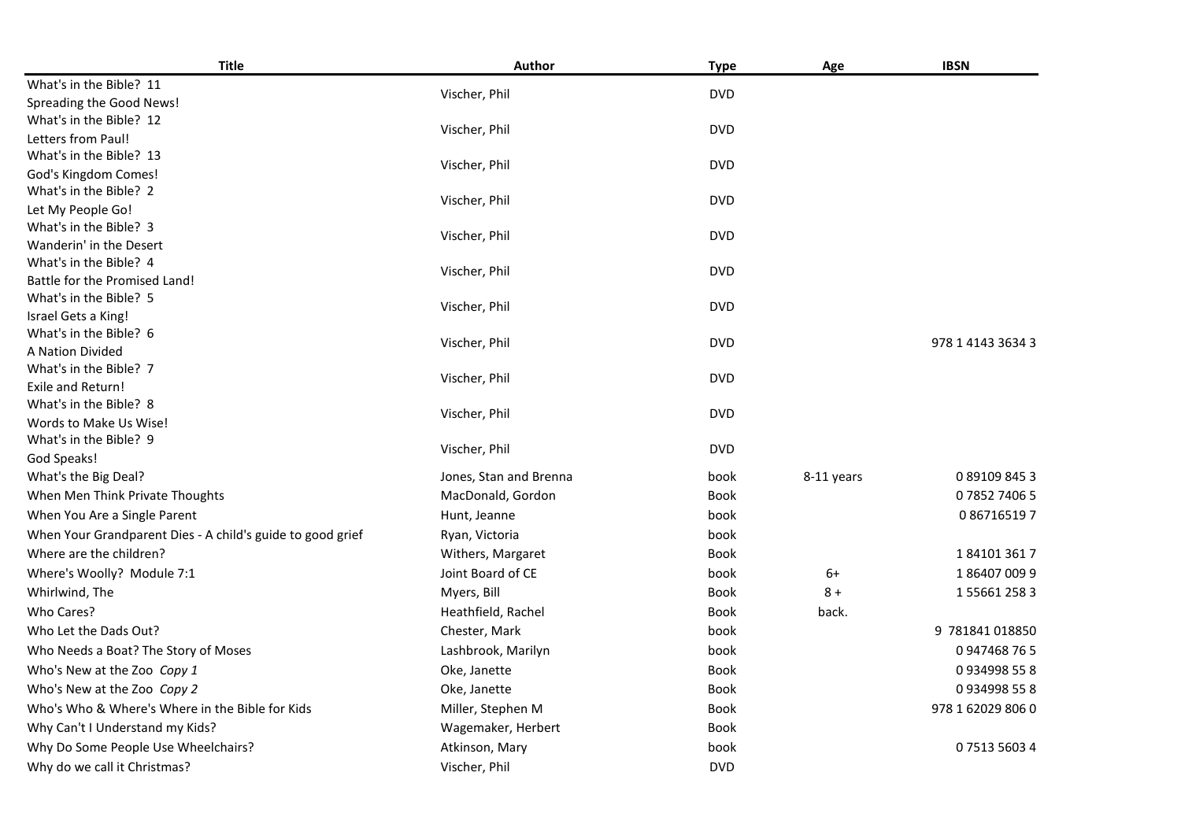| Title | Author | Type | Age | IBSN |
|---|---|---|---|---|
| What's in the Bible? 11<br>Spreading the Good News! | Vischer, Phil | DVD | | |
| What's in the Bible? 12<br>Letters from Paul! | Vischer, Phil | DVD | | |
| What's in the Bible? 13<br>God's Kingdom Comes! | Vischer, Phil | DVD | | |
| What's in the Bible? 2<br>Let My People Go! | Vischer, Phil | DVD | | |
| What's in the Bible? 3<br>Wanderin' in the Desert | Vischer, Phil | DVD | | |
| What's in the Bible? 4<br>Battle for the Promised Land! | Vischer, Phil | DVD | | |
| What's in the Bible? 5<br>Israel Gets a King! | Vischer, Phil | DVD | | |
| What's in the Bible? 6<br>A Nation Divided | Vischer, Phil | DVD | | 978 1 4143 3634 3 |
| What's in the Bible? 7<br>Exile and Return! | Vischer, Phil | DVD | | |
| What's in the Bible? 8<br>Words to Make Us Wise! | Vischer, Phil | DVD | | |
| What's in the Bible? 9<br>God Speaks! | Vischer, Phil | DVD | | |
| What's the Big Deal? | Jones, Stan and Brenna | book | 8-11 years | 0 89109 845 3 |
| When Men Think Private Thoughts | MacDonald, Gordon | Book | | 0 7852 7406 5 |
| When You Are a Single Parent | Hunt, Jeanne | book | | 0 86716519 7 |
| When Your Grandparent Dies - A child's guide to good grief | Ryan, Victoria | book | | |
| Where are the children? | Withers, Margaret | Book | | 1 84101 361 7 |
| Where's Woolly? Module 7:1 | Joint Board of CE | book | 6+ | 1 86407 009 9 |
| Whirlwind, The | Myers, Bill | Book | 8 + | 1 55661 258 3 |
| Who Cares? | Heathfield, Rachel | Book | back. | |
| Who Let the Dads Out? | Chester, Mark | book | | 9 781841 018850 |
| Who Needs a Boat? The Story of Moses | Lashbrook, Marilyn | book | | 0 947468 76 5 |
| Who's New at the Zoo *Copy 1* | Oke, Janette | Book | | 0 934998 55 8 |
| Who's New at the Zoo *Copy 2* | Oke, Janette | Book | | 0 934998 55 8 |
| Who's Who & Where's Where in the Bible for Kids | Miller, Stephen M | Book | | 978 1 62029 806 0 |
| Why Can't I Understand my Kids? | Wagemaker, Herbert | Book | | |
| Why Do Some People Use Wheelchairs? | Atkinson, Mary | book | | 0 7513 5603 4 |
| Why do we call it Christmas? | Vischer, Phil | DVD | | |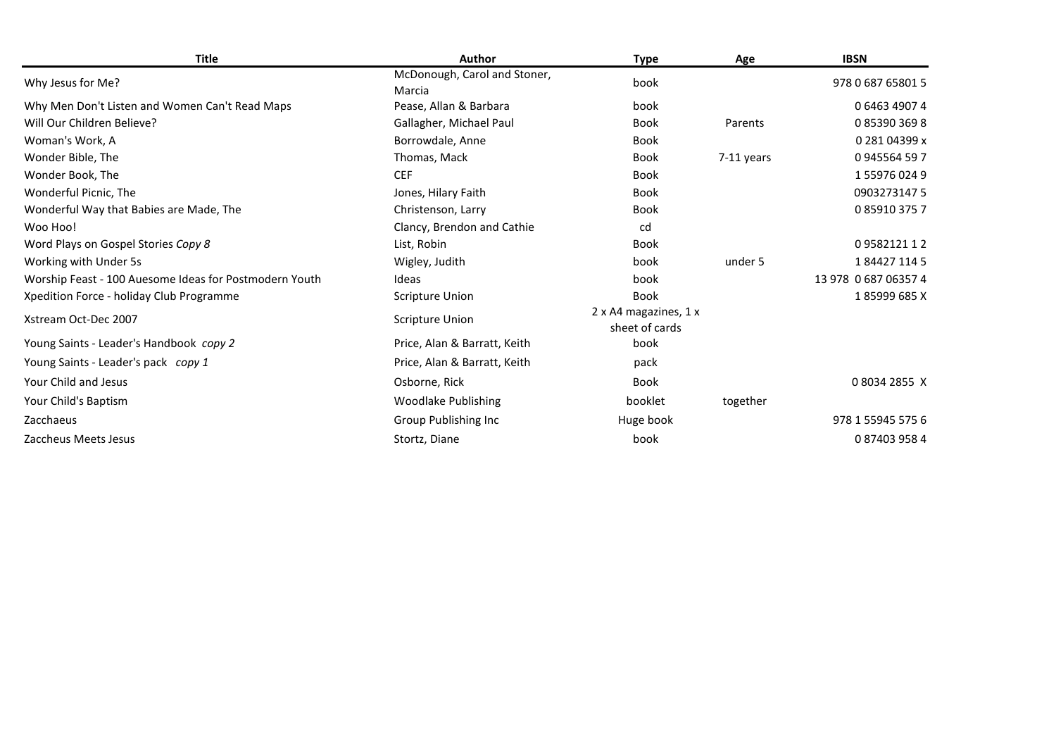| Title | Author | Type | Age | IBSN |
|---|---|---|---|---|
| Why Jesus for Me? | McDonough, Carol and Stoner, Marcia | book | | 978 0 687 65801 5 |
| Why Men Don't Listen and Women Can't Read Maps | Pease, Allan & Barbara | book | | 0 6463 4907 4 |
| Will Our Children Believe? | Gallagher, Michael Paul | Book | Parents | 0 85390 369 8 |
| Woman's Work, A | Borrowdale, Anne | Book | | 0 281 04399 x |
| Wonder Bible, The | Thomas, Mack | Book | 7-11 years | 0 945564 59 7 |
| Wonder Book, The | CEF | Book | | 1 55976 024 9 |
| Wonderful Picnic, The | Jones, Hilary Faith | Book | | 0903273147 5 |
| Wonderful Way that Babies are Made, The | Christenson, Larry | Book | | 0 85910 375 7 |
| Woo Hoo! | Clancy, Brendon and Cathie | cd | | |
| Word Plays on Gospel Stories *Copy 8* | List, Robin | Book | | 0 9582121 1 2 |
| Working with Under 5s | Wigley, Judith | book | under 5 | 1 84427 114 5 |
| Worship Feast - 100 Auesome Ideas for Postmodern Youth | Ideas | book | | 13 978 0 687 06357 4 |
| Xpedition Force - holiday Club Programme | Scripture Union | Book | | 1 85999 685 X |
| Xstream Oct-Dec 2007 | Scripture Union | 2 x A4 magazines, 1 x sheet of cards | | |
| Young Saints - Leader's Handbook *copy 2* | Price, Alan & Barratt, Keith | book | | |
| Young Saints - Leader's pack *copy 1* | Price, Alan & Barratt, Keith | pack | | |
| Your Child and Jesus | Osborne, Rick | Book | | 0 8034 2855 X |
| Your Child's Baptism | Woodlake Publishing | booklet | together | |
| Zacchaeus | Group Publishing Inc | Huge book | | 978 1 55945 575 6 |
| Zaccheus Meets Jesus | Stortz, Diane | book | | 0 87403 958 4 |